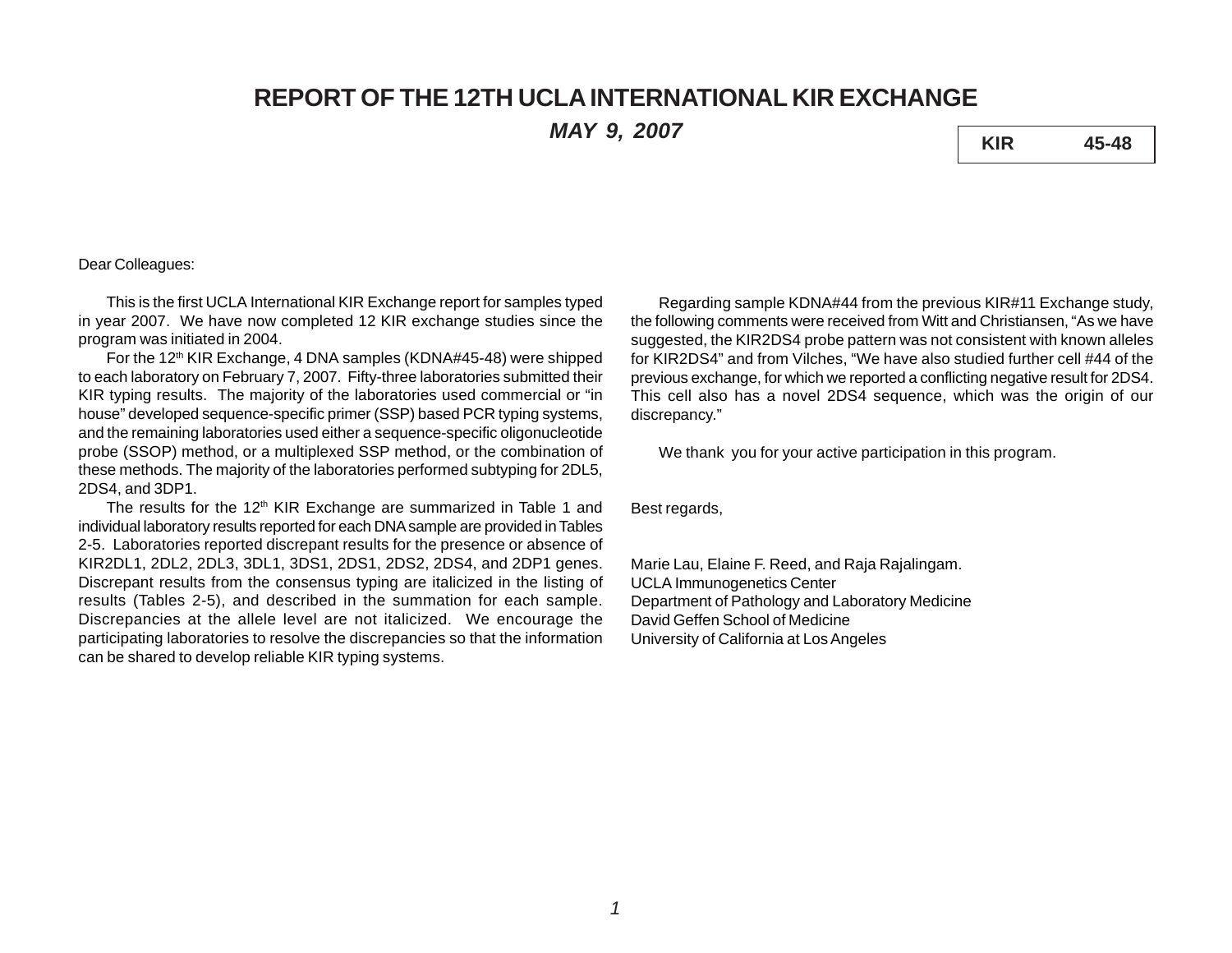# REPORT OF THE 12TH UCLA INTERNATIONAL KIR EXCHANGE

***MAY 9, 2007***

| KIR | 45-48 |
|---|---|

Dear Colleagues:

This is the first UCLA International KIR Exchange report for samples typed in year 2007. We have now completed 12 KIR exchange studies since the program was initiated in 2004.

For the 12th KIR Exchange, 4 DNA samples (KDNA#45-48) were shipped to each laboratory on February 7, 2007. Fifty-three laboratories submitted their KIR typing results. The majority of the laboratories used commercial or "in house" developed sequence-specific primer (SSP) based PCR typing systems, and the remaining laboratories used either a sequence-specific oligonucleotide probe (SSOP) method, or a multiplexed SSP method, or the combination of these methods. The majority of the laboratories performed subtyping for 2DL5, 2DS4, and 3DP1.

The results for the 12th KIR Exchange are summarized in Table 1 and individual laboratory results reported for each DNA sample are provided in Tables 2-5. Laboratories reported discrepant results for the presence or absence of KIR2DL1, 2DL2, 2DL3, 3DL1, 3DS1, 2DS1, 2DS2, 2DS4, and 2DP1 genes. Discrepant results from the consensus typing are italicized in the listing of results (Tables 2-5), and described in the summation for each sample. Discrepancies at the allele level are not italicized. We encourage the participating laboratories to resolve the discrepancies so that the information can be shared to develop reliable KIR typing systems.

Regarding sample KDNA#44 from the previous KIR#11 Exchange study, the following comments were received from Witt and Christiansen, "As we have suggested, the KIR2DS4 probe pattern was not consistent with known alleles for KIR2DS4" and from Vilches, "We have also studied further cell #44 of the previous exchange, for which we reported a conflicting negative result for 2DS4. This cell also has a novel 2DS4 sequence, which was the origin of our discrepancy."

We thank you for your active participation in this program.

Best regards,

Marie Lau, Elaine F. Reed, and Raja Rajalingam.
UCLA Immunogenetics Center
Department of Pathology and Laboratory Medicine
David Geffen School of Medicine
University of California at Los Angeles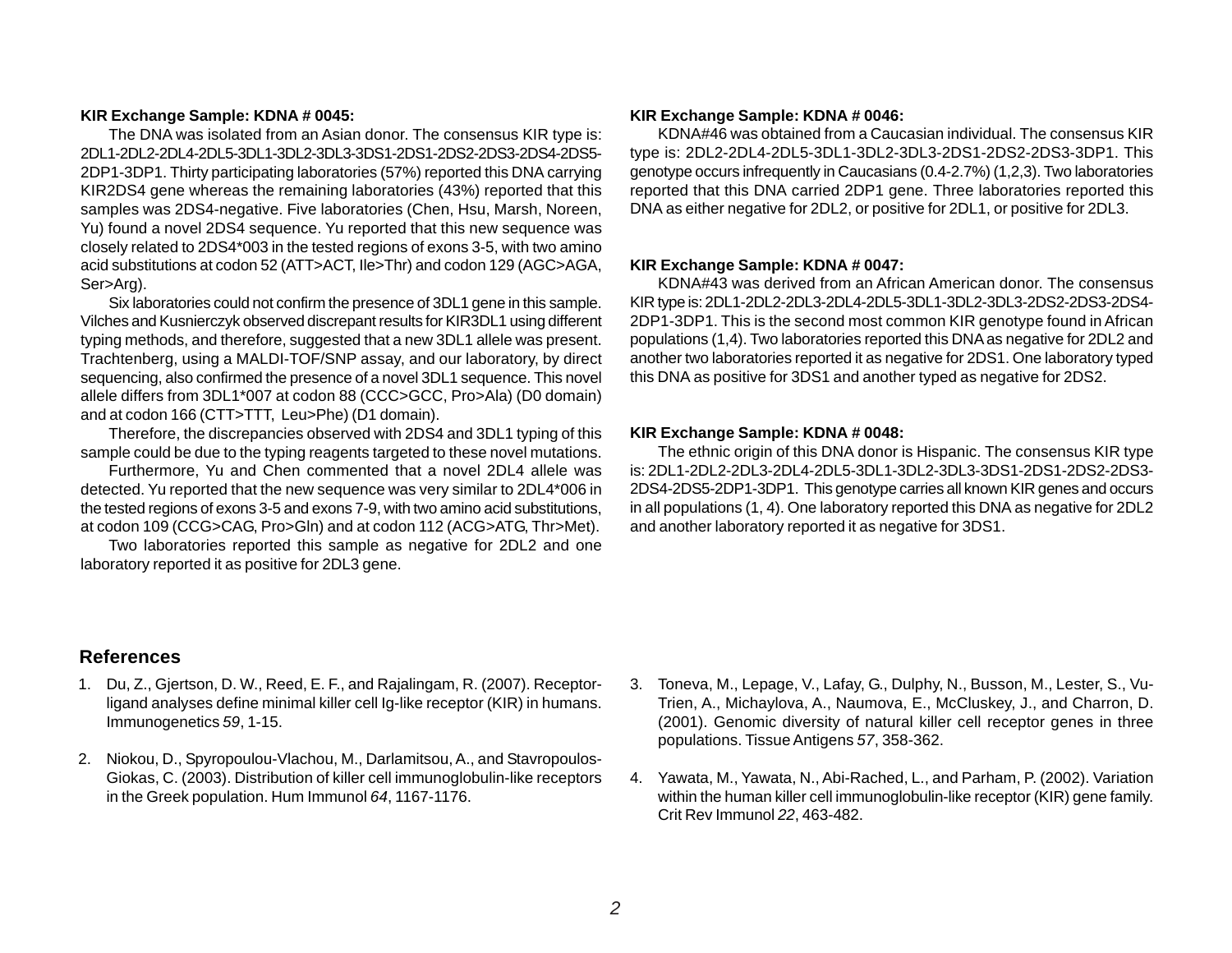**KIR Exchange Sample: KDNA # 0045:**

The DNA was isolated from an Asian donor. The consensus KIR type is: 2DL1-2DL2-2DL4-2DL5-3DL1-3DL2-3DL3-3DS1-2DS1-2DS2-2DS3-2DS4-2DS5-2DP1-3DP1. Thirty participating laboratories (57%) reported this DNA carrying KIR2DS4 gene whereas the remaining laboratories (43%) reported that this samples was 2DS4-negative. Five laboratories (Chen, Hsu, Marsh, Noreen, Yu) found a novel 2DS4 sequence. Yu reported that this new sequence was closely related to 2DS4*003 in the tested regions of exons 3-5, with two amino acid substitutions at codon 52 (ATT>ACT, Ile>Thr) and codon 129 (AGC>AGA, Ser>Arg).

Six laboratories could not confirm the presence of 3DL1 gene in this sample. Vilches and Kusnierczyk observed discrepant results for KIR3DL1 using different typing methods, and therefore, suggested that a new 3DL1 allele was present. Trachtenberg, using a MALDI-TOF/SNP assay, and our laboratory, by direct sequencing, also confirmed the presence of a novel 3DL1 sequence. This novel allele differs from 3DL1*007 at codon 88 (CCC>GCC, Pro>Ala) (D0 domain) and at codon 166 (CTT>TTT, Leu>Phe) (D1 domain).

Therefore, the discrepancies observed with 2DS4 and 3DL1 typing of this sample could be due to the typing reagents targeted to these novel mutations.

Furthermore, Yu and Chen commented that a novel 2DL4 allele was detected. Yu reported that the new sequence was very similar to 2DL4*006 in the tested regions of exons 3-5 and exons 7-9, with two amino acid substitutions, at codon 109 (CCG>CAG, Pro>Gln) and at codon 112 (ACG>ATG, Thr>Met).

Two laboratories reported this sample as negative for 2DL2 and one laboratory reported it as positive for 2DL3 gene.

**KIR Exchange Sample: KDNA # 0046:**

KDNA#46 was obtained from a Caucasian individual. The consensus KIR type is: 2DL2-2DL4-2DL5-3DL1-3DL2-3DL3-2DS1-2DS2-2DS3-3DP1. This genotype occurs infrequently in Caucasians (0.4-2.7%) (1,2,3). Two laboratories reported that this DNA carried 2DP1 gene. Three laboratories reported this DNA as either negative for 2DL2, or positive for 2DL1, or positive for 2DL3.

**KIR Exchange Sample: KDNA # 0047:**

KDNA#43 was derived from an African American donor. The consensus KIR type is: 2DL1-2DL2-2DL3-2DL4-2DL5-3DL1-3DL2-3DL3-2DS2-2DS3-2DS4-2DP1-3DP1. This is the second most common KIR genotype found in African populations (1,4). Two laboratories reported this DNA as negative for 2DL2 and another two laboratories reported it as negative for 2DS1. One laboratory typed this DNA as positive for 3DS1 and another typed as negative for 2DS2.

**KIR Exchange Sample: KDNA # 0048:**

The ethnic origin of this DNA donor is Hispanic. The consensus KIR type is: 2DL1-2DL2-2DL3-2DL4-2DL5-3DL1-3DL2-3DL3-3DS1-2DS1-2DS2-2DS3-2DS4-2DS5-2DP1-3DP1. This genotype carries all known KIR genes and occurs in all populations (1, 4). One laboratory reported this DNA as negative for 2DL2 and another laboratory reported it as negative for 3DS1.

## References

1. Du, Z., Gjertson, D. W., Reed, E. F., and Rajalingam, R. (2007). Receptor-ligand analyses define minimal killer cell Ig-like receptor (KIR) in humans. Immunogenetics *59*, 1-15.

2. Niokou, D., Spyropoulou-Vlachou, M., Darlamitsou, A., and Stavropoulos-Giokas, C. (2003). Distribution of killer cell immunoglobulin-like receptors in the Greek population. Hum Immunol *64*, 1167-1176.

3. Toneva, M., Lepage, V., Lafay, G., Dulphy, N., Busson, M., Lester, S., Vu-Trien, A., Michaylova, A., Naumova, E., McCluskey, J., and Charron, D. (2001). Genomic diversity of natural killer cell receptor genes in three populations. Tissue Antigens *57*, 358-362.

4. Yawata, M., Yawata, N., Abi-Rached, L., and Parham, P. (2002). Variation within the human killer cell immunoglobulin-like receptor (KIR) gene family. Crit Rev Immunol *22*, 463-482.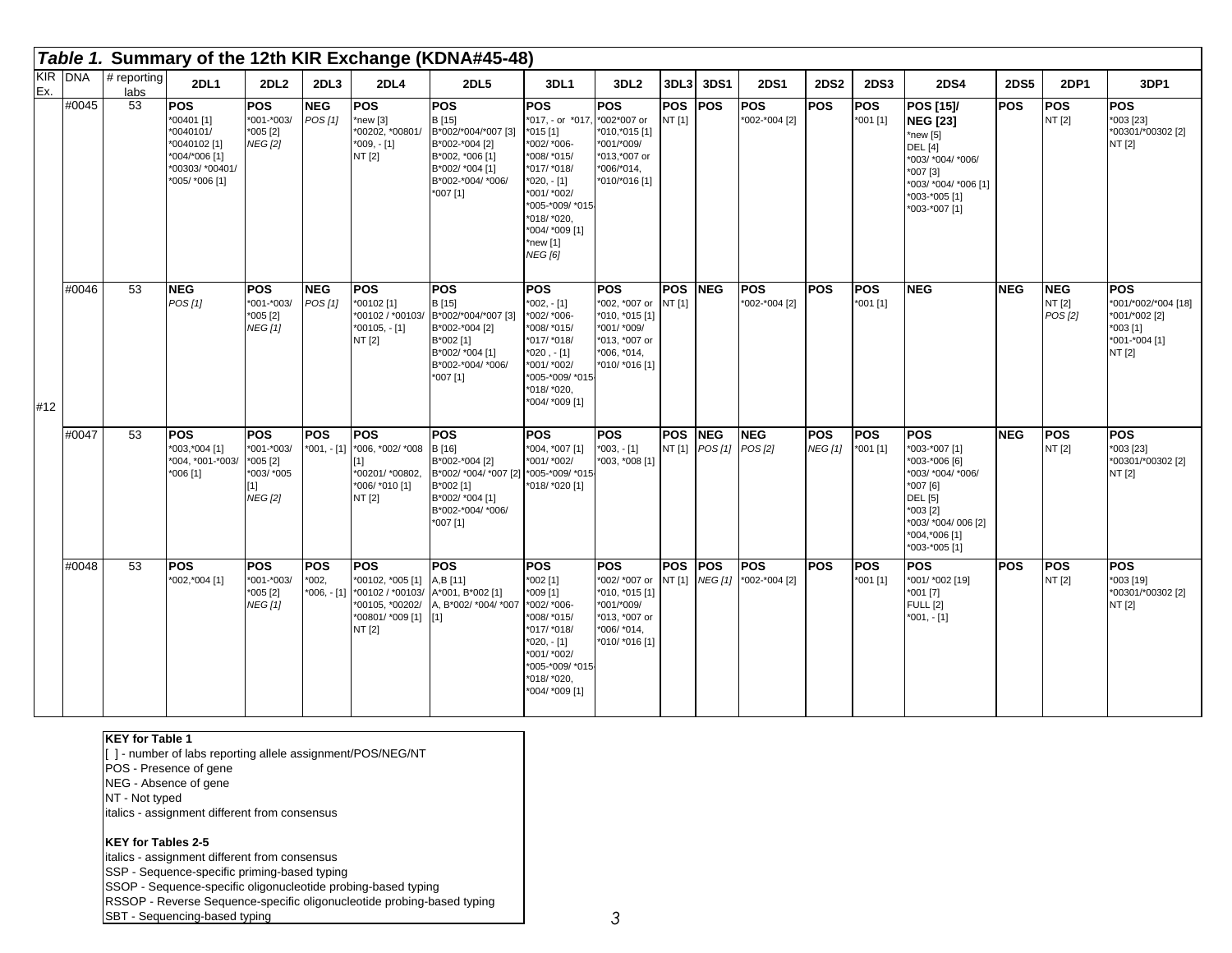## Table 1. Summary of the 12th KIR Exchange (KDNA#45-48)

| KIR Ex. | DNA | # reporting labs | 2DL1 | 2DL2 | 2DL3 | 2DL4 | 2DL5 | 3DL1 | 3DL2 | 3DL3 | 3DS1 | 2DS1 | 2DS2 | 2DS3 | 2DS4 | 2DS5 | 2DP1 | 3DP1 |
|---|---|---|---|---|---|---|---|---|---|---|---|---|---|---|---|---|---|---|
| #12 | #0045 | 53 | **POS** *00401 [1] *0040101/ *0040102 [1] *004/*006 [1] *00303/ *00401/ *005/ *006 [1] | **POS** *001-*003/ *005 [2] *NEG [2]* | **NEG** *POS [1]* | **POS** *new [3] *00202, *00801/ *009, - [1] NT [2] | **POS** B [15] B*002/*004/*007 [3] B*002-*004 [2] B*002, *006 [1] B*002/ *004 [1] B*002-*004/ *006/ *007 [1] | **POS** *017, - or *017, *015 [1] *002/ *006- *008/ *015/ *017/ *018/ *020, - [1] *001/ *002/ *005-*009/ *015/ *018/ *020, *004/ *009 [1] *new [1] *NEG [6]* | **POS** *002*007 or *010,*015 [1] *001/*009/ *013,*007 or *006/*014, *010/*016 [1] | **POS** NT [1] | **POS** | **POS** *002-*004 [2] | **POS** | **POS** *001 [1] | **POS [15]/ NEG [23]** *new [5] DEL [4] *003/ *004/ *006/ *007 [3] *003/ *004/ *006 [1] *003-*005 [1] *003-*007 [1] | **POS** | **POS** NT [2] | **POS** *003 [23] *00301/*00302 [2] NT [2] |
| | #0046 | 53 | **NEG** *POS [1]* | **POS** *001-*003/ *005 [2] *NEG [1]* | **NEG** *POS [1]* | **POS** *00102 [1] *00102 / *00103/ *00105, - [1] NT [2] | **POS** B [15] B*002/*004/*007 [3] B*002-*004 [2] B*002 [1] B*002/ *004 [1] B*002-*004/ *006/ *007 [1] | **POS** *002, - [1] *002/ *006- *008/ *015/ *017/ *018/ *020 , - [1] *001/ *002/ *005-*009/ *015- *018/ *020, *004/ *009 [1] | **POS** *002, *007 or *010, *015 [1] *001/ *009/ *013, *007 or *006, *014, *010/ *016 [1] | **POS** NT [1] | **NEG** | **POS** *002-*004 [2] | **POS** | **POS** *001 [1] | **NEG** | **NEG** | **NEG** NT [2] *POS [2]* | **POS** *001/*002/*004 [18] *001/*002 [2] *003 [1] *001-*004 [1] NT [2] |
| | #0047 | 53 | **POS** *003,*004 [1] *004, *001-*003/ *006 [1] | **POS** *001-*003/ *005 [2] *003/ *005 [1] *NEG [2]* | **POS** *001, - [1] | **POS** *006, *002/ *008 [1] *00201/ *00802, *006/ *010 [1] NT [2] | **POS** B [16] B*002-*004 [2] B*002/ *004/ *007 [2] B*002 [1] B*002/ *004 [1] B*002-*004/ *006/ *007 [1] | **POS** *004, *007 [1] *001/ *002/ *005-*009/ *015- *018/ *020 [1] | **POS** *003, - [1] *003, *008 [1] | **POS** NT [1] | **NEG** *POS [1]* | **NEG** *POS [2]* | **POS** *NEG [1]* | **POS** *001 [1] | **POS** *003-*007 [1] *003-*006 [6] *003/ *004/ *006/ *007 [6] DEL [5] *003 [2] *003/ *004/ 006 [2] *004,*006 [1] *003-*005 [1] | **NEG** | **POS** NT [2] | **POS** *003 [23] *00301/*00302 [2] NT [2] |
| | #0048 | 53 | **POS** *002,*004 [1] | **POS** *001-*003/ *005 [2] *NEG [1]* | **POS** *002, *006, - [1] | **POS** *00102, *005 [1] *00102 / *00103/ *00105, *00202/ *00801/ *009 [1] NT [2] | **POS** A,B [11] A*001, B*002 [1] A, B*002/ *004/ *007 [1] | **POS** *002 [1] *009 [1] *002/ *006- *008/ *015/ *017/ *018/ *020, - [1] *001/ *002/ *005-*009/ *015- *018/ *020, *004/ *009 [1] | **POS** *002/ *007 or *010, *015 [1] *001/*009/ *013, *007 or *006/ *014, *010/ *016 [1] | **POS** NT [1] | **POS** *NEG [1]* | **POS** *002-*004 [2] | **POS** | **POS** *001 [1] | **POS** *001/ *002 [19] *001 [7] FULL [2] *001, - [1] | **POS** | **POS** NT [2] | **POS** *003 [19] *00301/*00302 [2] NT [2] |

**KEY for Table 1**
[ ] - number of labs reporting allele assignment/POS/NEG/NT
POS - Presence of gene
NEG - Absence of gene
NT - Not typed
italics - assignment different from consensus

**KEY for Tables 2-5**
italics - assignment different from consensus
SSP - Sequence-specific priming-based typing
SSOP - Sequence-specific oligonucleotide probing-based typing
RSSOP - Reverse Sequence-specific oligonucleotide probing-based typing
SBT - Sequencing-based typing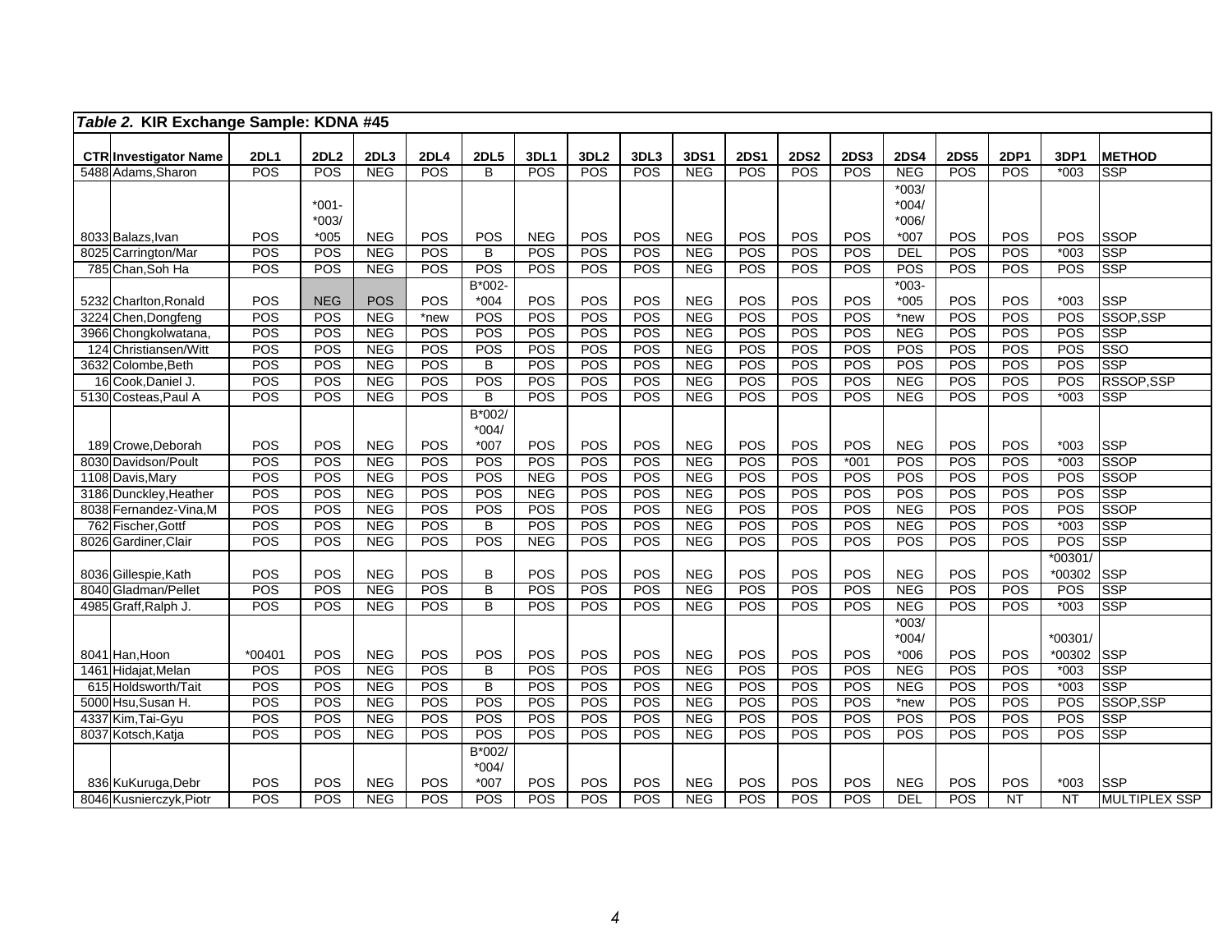| *Table 2.* **KIR Exchange Sample: KDNA #45** | | | | | | | | | | | | | | | | | | |
|---|---|---|---|---|---|---|---|---|---|---|---|---|---|---|---|---|---|---|
| **CTR** | **Investigator Name** | **2DL1** | **2DL2** | **2DL3** | **2DL4** | **2DL5** | **3DL1** | **3DL2** | **3DL3** | **3DS1** | **2DS1** | **2DS2** | **2DS3** | **2DS4** | **2DS5** | **2DP1** | **3DP1** | **METHOD** |
| 5488 | Adams,Sharon | POS | POS | NEG | POS | B | POS | POS | POS | NEG | POS | POS | POS | NEG | POS | POS | *003 | SSP |
| 8033 | Balazs,Ivan | POS | *001-*003/*005 | NEG | POS | POS | NEG | POS | POS | NEG | POS | POS | POS | *003/*004/*006/*007 | POS | POS | POS | SSOP |
| 8025 | Carrington/Mar | POS | POS | NEG | POS | B | POS | POS | POS | NEG | POS | POS | POS | DEL | POS | POS | *003 | SSP |
| 785 | Chan,Soh Ha | POS | POS | NEG | POS | POS | POS | POS | POS | NEG | POS | POS | POS | POS | POS | POS | POS | SSP |
| 5232 | Charlton,Ronald | POS | NEG | POS | POS | B*002-*004 | POS | POS | POS | NEG | POS | POS | POS | *003-*005 | POS | POS | *003 | SSP |
| 3224 | Chen,Dongfeng | POS | POS | NEG | *new | POS | POS | POS | POS | NEG | POS | POS | POS | *new | POS | POS | POS | SSOP,SSP |
| 3966 | Chongkolwatana, | POS | POS | NEG | POS | POS | POS | POS | POS | NEG | POS | POS | POS | NEG | POS | POS | POS | SSP |
| 124 | Christiansen/Witt | POS | POS | NEG | POS | POS | POS | POS | POS | NEG | POS | POS | POS | POS | POS | POS | POS | SSO |
| 3632 | Colombe,Beth | POS | POS | NEG | POS | B | POS | POS | POS | NEG | POS | POS | POS | POS | POS | POS | POS | SSP |
| 16 | Cook,Daniel J. | POS | POS | NEG | POS | POS | POS | POS | POS | NEG | POS | POS | POS | NEG | POS | POS | POS | RSSOP,SSP |
| 5130 | Costeas,Paul A | POS | POS | NEG | POS | B | POS | POS | POS | NEG | POS | POS | POS | NEG | POS | POS | *003 | SSP |
| 189 | Crowe,Deborah | POS | POS | NEG | POS | B*002/*004/*007 | POS | POS | POS | NEG | POS | POS | POS | NEG | POS | POS | *003 | SSP |
| 8030 | Davidson/Poult | POS | POS | NEG | POS | POS | POS | POS | POS | NEG | POS | POS | *001 | POS | POS | POS | *003 | SSOP |
| 1108 | Davis,Mary | POS | POS | NEG | POS | POS | NEG | POS | POS | NEG | POS | POS | POS | POS | POS | POS | POS | SSOP |
| 3186 | Dunckley,Heather | POS | POS | NEG | POS | POS | NEG | POS | POS | NEG | POS | POS | POS | POS | POS | POS | POS | SSP |
| 8038 | Fernandez-Vina,M | POS | POS | NEG | POS | POS | POS | POS | POS | NEG | POS | POS | POS | NEG | POS | POS | POS | SSOP |
| 762 | Fischer,Gottf | POS | POS | NEG | POS | B | POS | POS | POS | NEG | POS | POS | POS | NEG | POS | POS | *003 | SSP |
| 8026 | Gardiner,Clair | POS | POS | NEG | POS | POS | NEG | POS | POS | NEG | POS | POS | POS | POS | POS | POS | POS | SSP |
| 8036 | Gillespie,Kath | POS | POS | NEG | POS | B | POS | POS | POS | NEG | POS | POS | POS | NEG | POS | POS | *00301/*00302 | SSP |
| 8040 | Gladman/Pellet | POS | POS | NEG | POS | B | POS | POS | POS | NEG | POS | POS | POS | NEG | POS | POS | POS | SSP |
| 4985 | Graff,Ralph J. | POS | POS | NEG | POS | B | POS | POS | POS | NEG | POS | POS | POS | NEG | POS | POS | *003 | SSP |
| 8041 | Han,Hoon | *00401 | POS | NEG | POS | POS | POS | POS | POS | NEG | POS | POS | POS | *003/*004/*006 | POS | POS | *00301/*00302 | SSP |
| 1461 | Hidajat,Melan | POS | POS | NEG | POS | B | POS | POS | POS | NEG | POS | POS | POS | NEG | POS | POS | *003 | SSP |
| 615 | Holdsworth/Tait | POS | POS | NEG | POS | B | POS | POS | POS | NEG | POS | POS | POS | NEG | POS | POS | *003 | SSP |
| 5000 | Hsu,Susan H. | POS | POS | NEG | POS | POS | POS | POS | POS | NEG | POS | POS | POS | *new | POS | POS | POS | SSOP,SSP |
| 4337 | Kim,Tai-Gyu | POS | POS | NEG | POS | POS | POS | POS | POS | NEG | POS | POS | POS | POS | POS | POS | POS | SSP |
| 8037 | Kotsch,Katja | POS | POS | NEG | POS | POS | POS | POS | POS | NEG | POS | POS | POS | POS | POS | POS | POS | SSP |
| 836 | KuKuruga,Debr | POS | POS | NEG | POS | B*002/*004/*007 | POS | POS | POS | NEG | POS | POS | POS | NEG | POS | POS | *003 | SSP |
| 8046 | Kusnierczyk,Piotr | POS | POS | NEG | POS | POS | POS | POS | POS | NEG | POS | POS | POS | DEL | POS | NT | NT | MULTIPLEX SSP |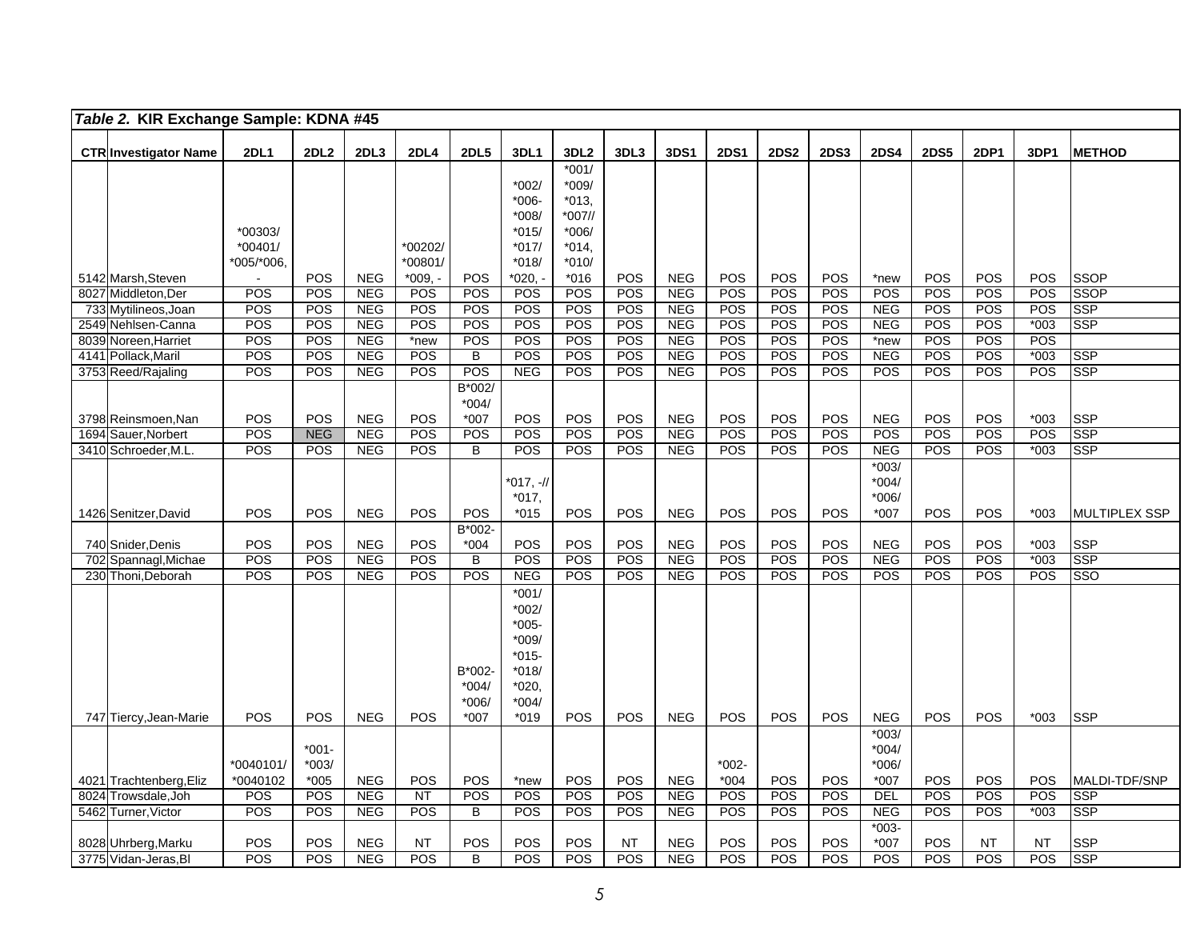| CTR | Investigator Name | 2DL1 | 2DL2 | 2DL3 | 2DL4 | 2DL5 | 3DL1 | 3DL2 | 3DL3 | 3DS1 | 2DS1 | 2DS2 | 2DS3 | 2DS4 | 2DS5 | 2DP1 | 3DP1 | METHOD |
|---|---|---|---|---|---|---|---|---|---|---|---|---|---|---|---|---|---|---|
| *Table 2.* **KIR Exchange Sample: KDNA #45** | | | | | | | | | | | | | | | | | | |
| 5142 | Marsh,Steven | *00303/ *00401/ *005/*006, - | POS | NEG | *00202/ *00801/ *009, - | POS | *002/ *006- *008/ *015/ *017/ *018/ *020, - | *001/ *009/ *013, *007// *006/ *014, *010/ *016 | POS | NEG | POS | POS | POS | *new | POS | POS | POS | SSOP |
| 8027 | Middleton,Der | POS | POS | NEG | POS | POS | POS | POS | POS | NEG | POS | POS | POS | POS | POS | POS | POS | SSOP |
| 733 | Mytilineos,Joan | POS | POS | NEG | POS | POS | POS | POS | POS | NEG | POS | POS | POS | NEG | POS | POS | POS | SSP |
| 2549 | Nehlsen-Canna | POS | POS | NEG | POS | POS | POS | POS | POS | NEG | POS | POS | POS | NEG | POS | POS | *003 | SSP |
| 8039 | Noreen,Harriet | POS | POS | NEG | *new | POS | POS | POS | POS | NEG | POS | POS | POS | *new | POS | POS | POS | |
| 4141 | Pollack,Maril | POS | POS | NEG | POS | B | POS | POS | POS | NEG | POS | POS | POS | NEG | POS | POS | *003 | SSP |
| 3753 | Reed/Rajaling | POS | POS | NEG | POS | POS | NEG | POS | POS | NEG | POS | POS | POS | POS | POS | POS | POS | SSP |
| 3798 | Reinsmoen,Nan | POS | POS | NEG | POS | B*002/ *004/ *007 | POS | POS | POS | NEG | POS | POS | POS | NEG | POS | POS | *003 | SSP |
| 1694 | Sauer,Norbert | POS | NEG | NEG | POS | POS | POS | POS | POS | NEG | POS | POS | POS | POS | POS | POS | POS | SSP |
| 3410 | Schroeder,M.L. | POS | POS | NEG | POS | B | POS | POS | POS | NEG | POS | POS | POS | NEG | POS | POS | *003 | SSP |
| 1426 | Senitzer,David | POS | POS | NEG | POS | POS | *017, -// *017, *015 | POS | POS | NEG | POS | POS | POS | *003/ *004/ *006/ *007 | POS | POS | *003 | MULTIPLEX SSP |
| 740 | Snider,Denis | POS | POS | NEG | POS | B*002- *004 | POS | POS | POS | NEG | POS | POS | POS | NEG | POS | POS | *003 | SSP |
| 702 | Spannagl,Michae | POS | POS | NEG | POS | B | POS | POS | POS | NEG | POS | POS | POS | NEG | POS | POS | *003 | SSP |
| 230 | Thoni,Deborah | POS | POS | NEG | POS | POS | NEG | POS | POS | NEG | POS | POS | POS | POS | POS | POS | POS | SSO |
| 747 | Tiercy,Jean-Marie | POS | POS | NEG | POS | B*002- *004/ *006/ *007 | *001/ *002/ *005- *009/ *015- *018/ *020, *004/ *019 | POS | POS | NEG | POS | POS | POS | NEG | POS | POS | *003 | SSP |
| 4021 | Trachtenberg,Eliz | *0040101/ *0040102 | *001- *003/ *005 | NEG | POS | POS | *new | POS | POS | NEG | *002- *004 | POS | POS | *003/ *004/ *006/ *007 | POS | POS | POS | MALDI-TDF/SNP |
| 8024 | Trowsdale,Joh | POS | POS | NEG | NT | POS | POS | POS | POS | NEG | POS | POS | POS | DEL | POS | POS | POS | SSP |
| 5462 | Turner,Victor | POS | POS | NEG | POS | B | POS | POS | POS | NEG | POS | POS | POS | NEG | POS | POS | *003 | SSP |
| 8028 | Uhrberg,Marku | POS | POS | NEG | NT | POS | POS | POS | NT | NEG | POS | POS | POS | *003- *007 | POS | NT | NT | SSP |
| 3775 | Vidan-Jeras,Bl | POS | POS | NEG | POS | B | POS | POS | POS | NEG | POS | POS | POS | POS | POS | POS | POS | SSP |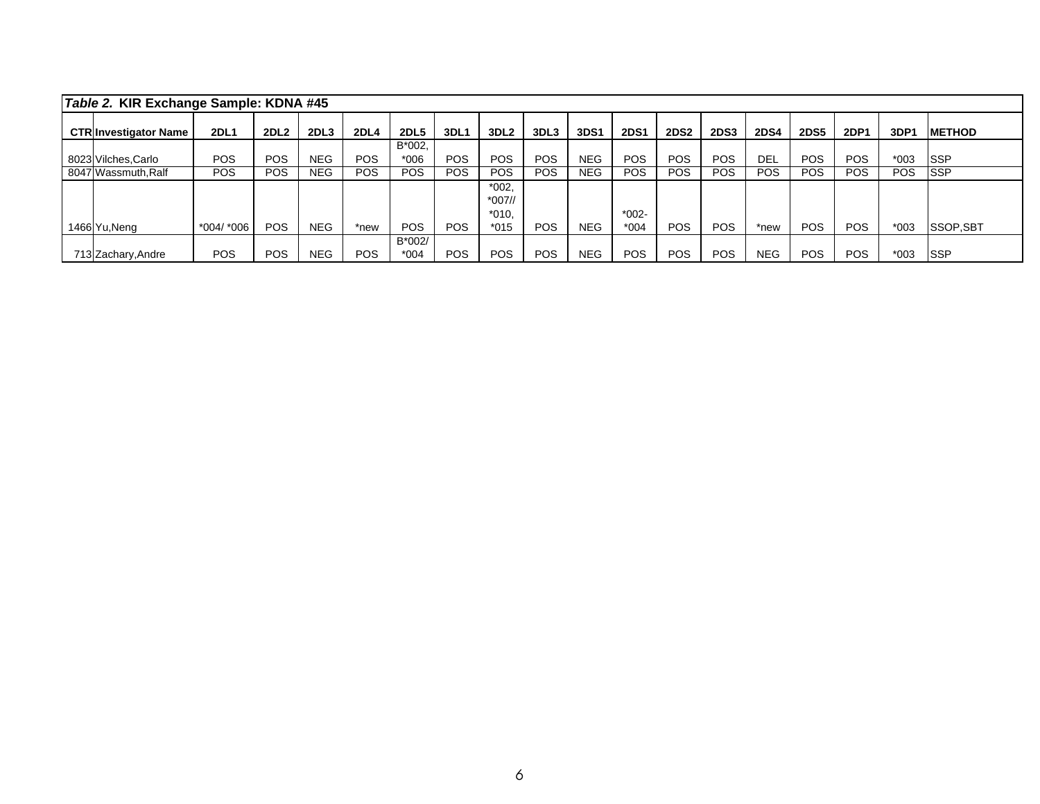| *Table 2.* **KIR Exchange Sample: KDNA #45** | | | | | | | | | | | | | | | | | | | |
|---|---|---|---|---|---|---|---|---|---|---|---|---|---|---|---|---|---|---|---|
| **CTR** | **Investigator Name** | **2DL1** | **2DL2** | **2DL3** | **2DL4** | **2DL5** | **3DL1** | **3DL2** | **3DL3** | **3DS1** | **2DS1** | **2DS2** | **2DS3** | **2DS4** | **2DS5** | **2DP1** | **3DP1** | **METHOD** |
| 8023 | Vilches,Carlo | POS | POS | NEG | POS | B*002, *006 | POS | POS | POS | NEG | POS | POS | POS | DEL | POS | POS | *003 | SSP |
| 8047 | Wassmuth,Ralf | POS | POS | NEG | POS | POS | POS | POS | POS | NEG | POS | POS | POS | POS | POS | POS | POS | SSP |
| 1466 | Yu,Neng | *004/ *006 | POS | NEG | *new | POS | POS | *002, *007// *010, *015 | POS | NEG | *002- *004 | POS | POS | *new | POS | POS | *003 | SSOP,SBT |
| 713 | Zachary,Andre | POS | POS | NEG | POS | B*002/ *004 | POS | POS | POS | NEG | POS | POS | POS | NEG | POS | POS | *003 | SSP |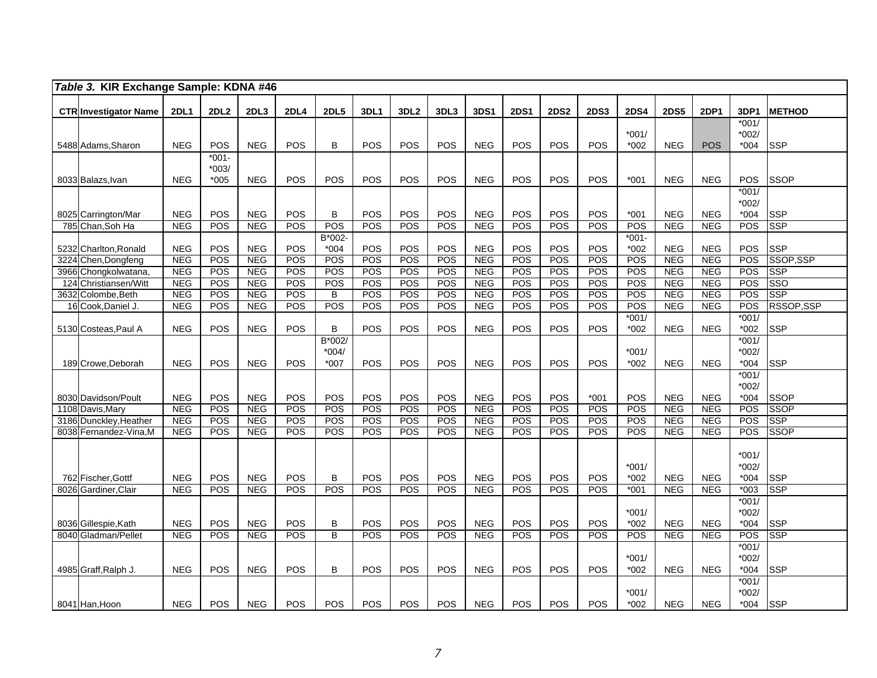| *Table 3.* **KIR Exchange Sample: KDNA #46** | | | | | | | | | | | | | | | | | | | |
|---|---|---|---|---|---|---|---|---|---|---|---|---|---|---|---|---|---|---|---|
| **CTR** | **Investigator Name** | **2DL1** | **2DL2** | **2DL3** | **2DL4** | **2DL5** | **3DL1** | **3DL2** | **3DL3** | **3DS1** | **2DS1** | **2DS2** | **2DS3** | **2DS4** | **2DS5** | **2DP1** | **3DP1** | **METHOD** |
| 5488 | Adams,Sharon | NEG | POS | NEG | POS | B | POS | POS | POS | NEG | POS | POS | POS | *001/ *002 | NEG | POS | *001/ *002/ *004 | SSP |
| 8033 | Balazs,Ivan | NEG | *001- *003/ *005 | NEG | POS | POS | POS | POS | POS | NEG | POS | POS | POS | *001 | NEG | NEG | POS | SSOP |
| 8025 | Carrington/Mar | NEG | POS | NEG | POS | B | POS | POS | POS | NEG | POS | POS | POS | *001 | NEG | NEG | *001/ *002/ *004 | SSP |
| 785 | Chan,Soh Ha | NEG | POS | NEG | POS | POS | POS | POS | POS | NEG | POS | POS | POS | POS | NEG | NEG | POS | SSP |
| 5232 | Charlton,Ronald | NEG | POS | NEG | POS | B*002- *004 | POS | POS | POS | NEG | POS | POS | POS | *001- *002 | NEG | NEG | POS | SSP |
| 3224 | Chen,Dongfeng | NEG | POS | NEG | POS | POS | POS | POS | POS | NEG | POS | POS | POS | POS | NEG | NEG | POS | SSOP,SSP |
| 3966 | Chongkolwatana, | NEG | POS | NEG | POS | POS | POS | POS | POS | NEG | POS | POS | POS | POS | NEG | NEG | POS | SSP |
| 124 | Christiansen/Witt | NEG | POS | NEG | POS | POS | POS | POS | POS | NEG | POS | POS | POS | POS | NEG | NEG | POS | SSO |
| 3632 | Colombe,Beth | NEG | POS | NEG | POS | B | POS | POS | POS | NEG | POS | POS | POS | POS | NEG | NEG | POS | SSP |
| 16 | Cook,Daniel J. | NEG | POS | NEG | POS | POS | POS | POS | POS | NEG | POS | POS | POS | POS | NEG | NEG | POS | RSSOP,SSP |
| 5130 | Costeas,Paul A | NEG | POS | NEG | POS | B | POS | POS | POS | NEG | POS | POS | POS | *001/ *002 | NEG | NEG | *001/ *002 | SSP |
| 189 | Crowe,Deborah | NEG | POS | NEG | POS | B*002/ *004/ *007 | POS | POS | POS | NEG | POS | POS | POS | *001/ *002 | NEG | NEG | *001/ *002/ *004 | SSP |
| 8030 | Davidson/Poult | NEG | POS | NEG | POS | POS | POS | POS | POS | NEG | POS | POS | *001 | POS | NEG | NEG | *001/ *002/ *004 | SSOP |
| 1108 | Davis,Mary | NEG | POS | NEG | POS | POS | POS | POS | POS | NEG | POS | POS | POS | POS | NEG | NEG | POS | SSOP |
| 3186 | Dunckley,Heather | NEG | POS | NEG | POS | POS | POS | POS | POS | NEG | POS | POS | POS | POS | NEG | NEG | POS | SSP |
| 8038 | Fernandez-Vina,M | NEG | POS | NEG | POS | POS | POS | POS | POS | NEG | POS | POS | POS | POS | NEG | NEG | POS | SSOP |
| 762 | Fischer,Gottf | NEG | POS | NEG | POS | B | POS | POS | POS | NEG | POS | POS | POS | *001/ *002 | NEG | NEG | *001/ *002/ *004 | SSP |
| 8026 | Gardiner,Clair | NEG | POS | NEG | POS | POS | POS | POS | POS | NEG | POS | POS | POS | *001 | NEG | NEG | *003 | SSP |
| 8036 | Gillespie,Kath | NEG | POS | NEG | POS | B | POS | POS | POS | NEG | POS | POS | POS | *001/ *002 | NEG | NEG | *001/ *002/ *004 | SSP |
| 8040 | Gladman/Pellet | NEG | POS | NEG | POS | B | POS | POS | POS | NEG | POS | POS | POS | POS | NEG | NEG | POS | SSP |
| 4985 | Graff,Ralph J. | NEG | POS | NEG | POS | B | POS | POS | POS | NEG | POS | POS | POS | *001/ *002 | NEG | NEG | *001/ *002/ *004 | SSP |
| 8041 | Han,Hoon | NEG | POS | NEG | POS | POS | POS | POS | POS | NEG | POS | POS | POS | *001/ *002 | NEG | NEG | *001/ *002/ *004 | SSP |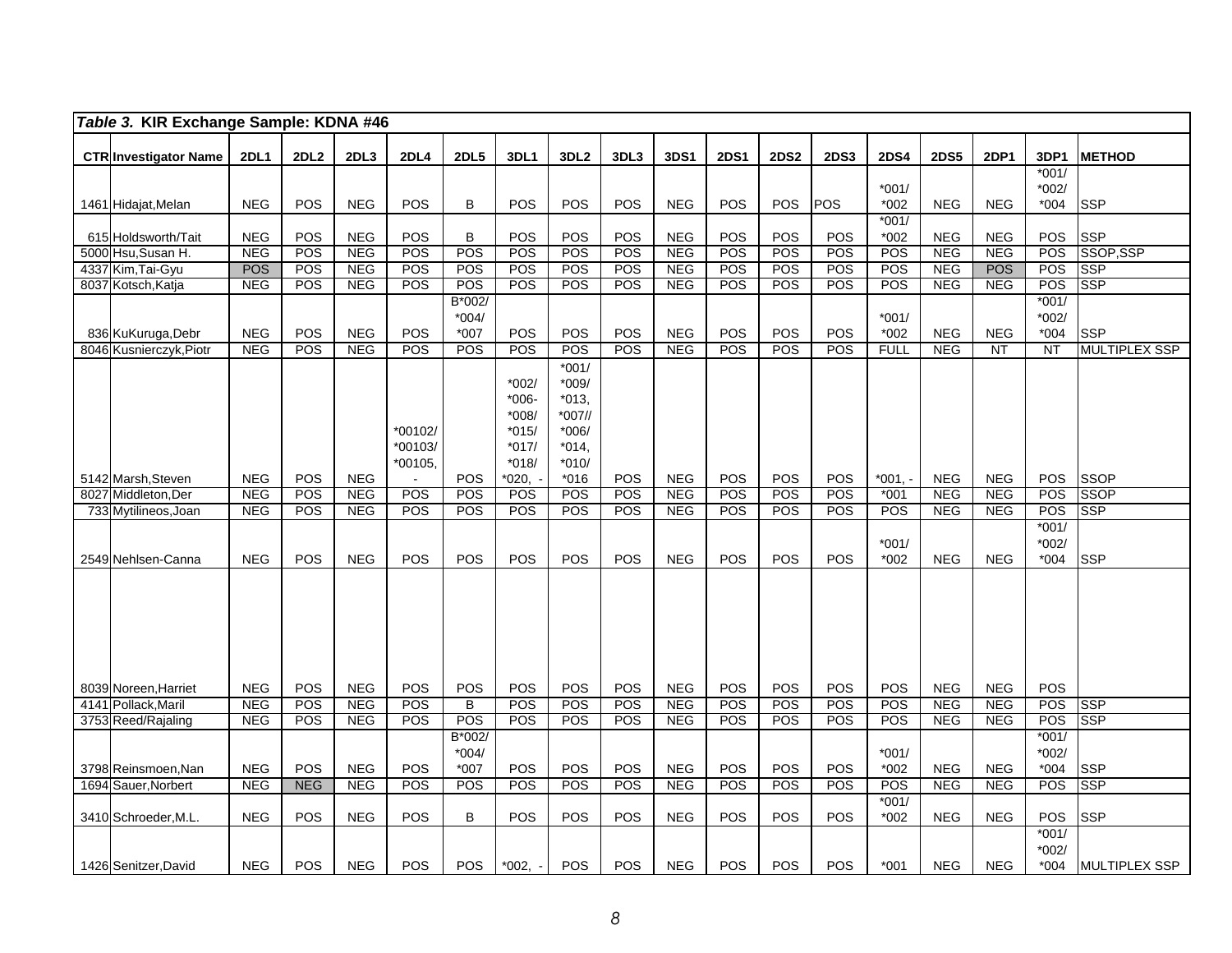| *Table 3.* **KIR Exchange Sample: KDNA #46** | | | | | | | | | | | | | | | | | | | |
|---|---|---|---|---|---|---|---|---|---|---|---|---|---|---|---|---|---|---|---|
| **CTR** | **Investigator Name** | **2DL1** | **2DL2** | **2DL3** | **2DL4** | **2DL5** | **3DL1** | **3DL2** | **3DL3** | **3DS1** | **2DS1** | **2DS2** | **2DS3** | **2DS4** | **2DS5** | **2DP1** | **3DP1** | **METHOD** |
| 1461 | Hidajat,Melan | NEG | POS | NEG | POS | B | POS | POS | POS | NEG | POS | POS | POS | *001/ *002 | NEG | NEG | *001/ *002/ *004 | SSP |
| 615 | Holdsworth/Tait | NEG | POS | NEG | POS | B | POS | POS | POS | NEG | POS | POS | POS | *001/ *002 | NEG | NEG | POS | SSP |
| 5000 | Hsu,Susan H. | NEG | POS | NEG | POS | POS | POS | POS | POS | NEG | POS | POS | POS | POS | NEG | NEG | POS | SSOP,SSP |
| 4337 | Kim,Tai-Gyu | POS | POS | NEG | POS | POS | POS | POS | POS | NEG | POS | POS | POS | POS | NEG | POS | POS | SSP |
| 8037 | Kotsch,Katja | NEG | POS | NEG | POS | POS | POS | POS | POS | NEG | POS | POS | POS | POS | NEG | NEG | POS | SSP |
| 836 | KuKuruga,Debr | NEG | POS | NEG | POS | B*002/ *004/ *007 | POS | POS | POS | NEG | POS | POS | POS | *001/ *002 | NEG | NEG | *001/ *002/ *004 | SSP |
| 8046 | Kusnierczyk,Piotr | NEG | POS | NEG | POS | POS | POS | POS | POS | NEG | POS | POS | POS | FULL | NEG | NT | NT | MULTIPLEX SSP |
| 5142 | Marsh,Steven | NEG | POS | NEG | *00102/ *00103/ *00105, - | POS | *002/ *006- *008/ *015/ *017/ *018/ *020, - | *001/ *009/ *013, *007// *006/ *014, *010/ *016 | POS | NEG | POS | POS | POS | *001, - | NEG | NEG | POS | SSOP |
| 8027 | Middleton,Der | NEG | POS | NEG | POS | POS | POS | POS | POS | NEG | POS | POS | POS | *001 | NEG | NEG | POS | SSOP |
| 733 | Mytilineos,Joan | NEG | POS | NEG | POS | POS | POS | POS | POS | NEG | POS | POS | POS | POS | NEG | NEG | POS | SSP |
| 2549 | Nehlsen-Canna | NEG | POS | NEG | POS | POS | POS | POS | POS | NEG | POS | POS | POS | *001/ *002 | NEG | NEG | *001/ *002/ *004 | SSP |
| 8039 | Noreen,Harriet | NEG | POS | NEG | POS | POS | POS | POS | POS | NEG | POS | POS | POS | POS | NEG | NEG | POS | |
| 4141 | Pollack,Maril | NEG | POS | NEG | POS | B | POS | POS | POS | NEG | POS | POS | POS | POS | NEG | NEG | POS | SSP |
| 3753 | Reed/Rajaling | NEG | POS | NEG | POS | POS | POS | POS | POS | NEG | POS | POS | POS | POS | NEG | NEG | POS | SSP |
| 3798 | Reinsmoen,Nan | NEG | POS | NEG | POS | B*002/ *004/ *007 | POS | POS | POS | NEG | POS | POS | POS | *001/ *002 | NEG | NEG | *001/ *002/ *004 | SSP |
| 1694 | Sauer,Norbert | NEG | NEG | NEG | POS | POS | POS | POS | POS | NEG | POS | POS | POS | POS | NEG | NEG | POS | SSP |
| 3410 | Schroeder,M.L. | NEG | POS | NEG | POS | B | POS | POS | POS | NEG | POS | POS | POS | *001/ *002 | NEG | NEG | POS | SSP |
| 1426 | Senitzer,David | NEG | POS | NEG | POS | POS | *002, - | POS | POS | NEG | POS | POS | POS | *001 | NEG | NEG | *001/ *002/ *004 | MULTIPLEX SSP |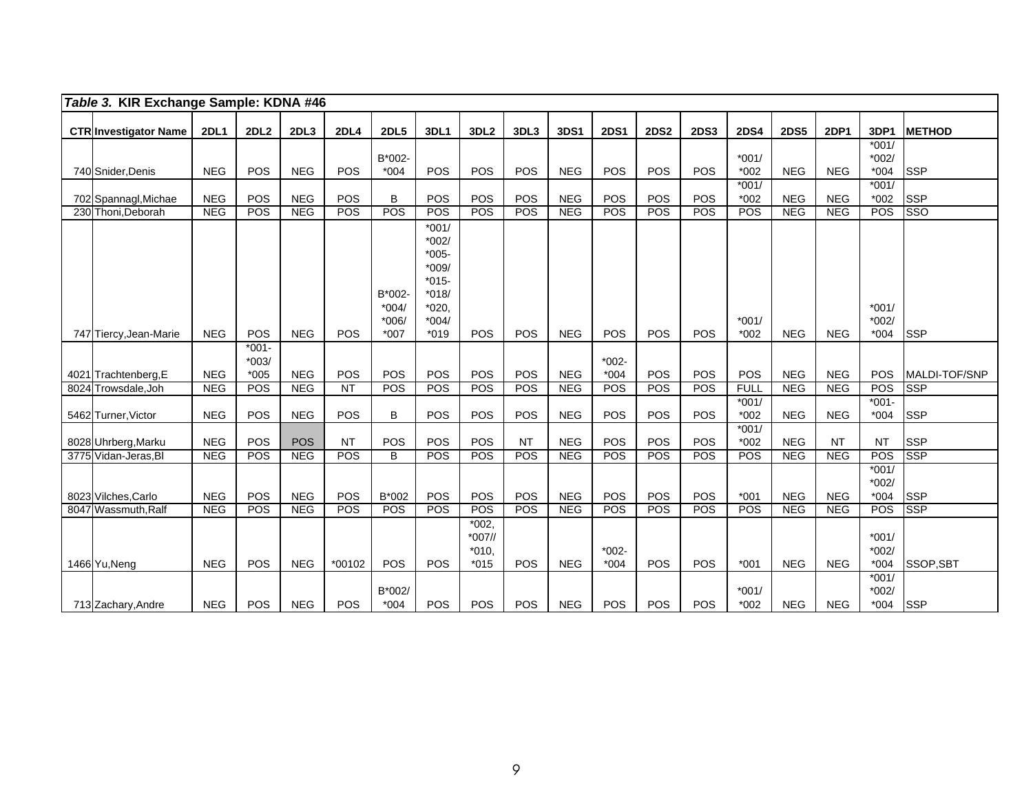| CTR | Investigator Name | 2DL1 | 2DL2 | 2DL3 | 2DL4 | 2DL5 | 3DL1 | 3DL2 | 3DL3 | 3DS1 | 2DS1 | 2DS2 | 2DS3 | 2DS4 | 2DS5 | 2DP1 | 3DP1 | METHOD |
|---|---|---|---|---|---|---|---|---|---|---|---|---|---|---|---|---|---|---|
| *Table 3.* **KIR Exchange Sample: KDNA #46** | | | | | | | | | | | | | | | | | | |
| 740 | Snider,Denis | NEG | POS | NEG | POS | B*002-*004 | POS | POS | POS | NEG | POS | POS | POS | *001/*002 | NEG | NEG | *001/*002/*004 | SSP |
| 702 | Spannagl,Michae | NEG | POS | NEG | POS | B | POS | POS | POS | NEG | POS | POS | POS | *001/*002 | NEG | NEG | *001/*002 | SSP |
| 230 | Thoni,Deborah | NEG | POS | NEG | POS | POS | POS | POS | POS | NEG | POS | POS | POS | POS | NEG | NEG | POS | SSO |
| 747 | Tiercy,Jean-Marie | NEG | POS | NEG | POS | B*002-*004/*006/*007 | *001/*002/*005-*009/*015-*018/*020,*004/*019 | POS | POS | NEG | POS | POS | POS | *001/*002 | NEG | NEG | *001/*002/*004 | SSP |
| 4021 | Trachtenberg,E | NEG | *001-*003/*005 | NEG | POS | POS | POS | POS | POS | NEG | *002-*004 | POS | POS | POS | NEG | NEG | POS | MALDI-TOF/SNP |
| 8024 | Trowsdale,Joh | NEG | POS | NEG | NT | POS | POS | POS | POS | NEG | POS | POS | POS | FULL | NEG | NEG | POS | SSP |
| 5462 | Turner,Victor | NEG | POS | NEG | POS | B | POS | POS | POS | NEG | POS | POS | POS | *001/*002 | NEG | NEG | *001-*004 | SSP |
| 8028 | Uhrberg,Marku | NEG | POS | POS | NT | POS | POS | POS | NT | NEG | POS | POS | POS | *001/*002 | NEG | NT | NT | SSP |
| 3775 | Vidan-Jeras,Bl | NEG | POS | NEG | POS | B | POS | POS | POS | NEG | POS | POS | POS | POS | NEG | NEG | POS | SSP |
| 8023 | Vilches,Carlo | NEG | POS | NEG | POS | B*002 | POS | POS | POS | NEG | POS | POS | POS | *001 | NEG | NEG | *001/*002/*004 | SSP |
| 8047 | Wassmuth,Ralf | NEG | POS | NEG | POS | POS | POS | POS | POS | NEG | POS | POS | POS | POS | NEG | NEG | POS | SSP |
| 1466 | Yu,Neng | NEG | POS | NEG | *00102 | POS | POS | *002,*007//*010,*015 | POS | NEG | *002-*004 | POS | POS | *001 | NEG | NEG | *001/*002/*004 | SSOP,SBT |
| 713 | Zachary,Andre | NEG | POS | NEG | POS | B*002/*004 | POS | POS | POS | NEG | POS | POS | POS | *001/*002 | NEG | NEG | *001/*002/*004 | SSP |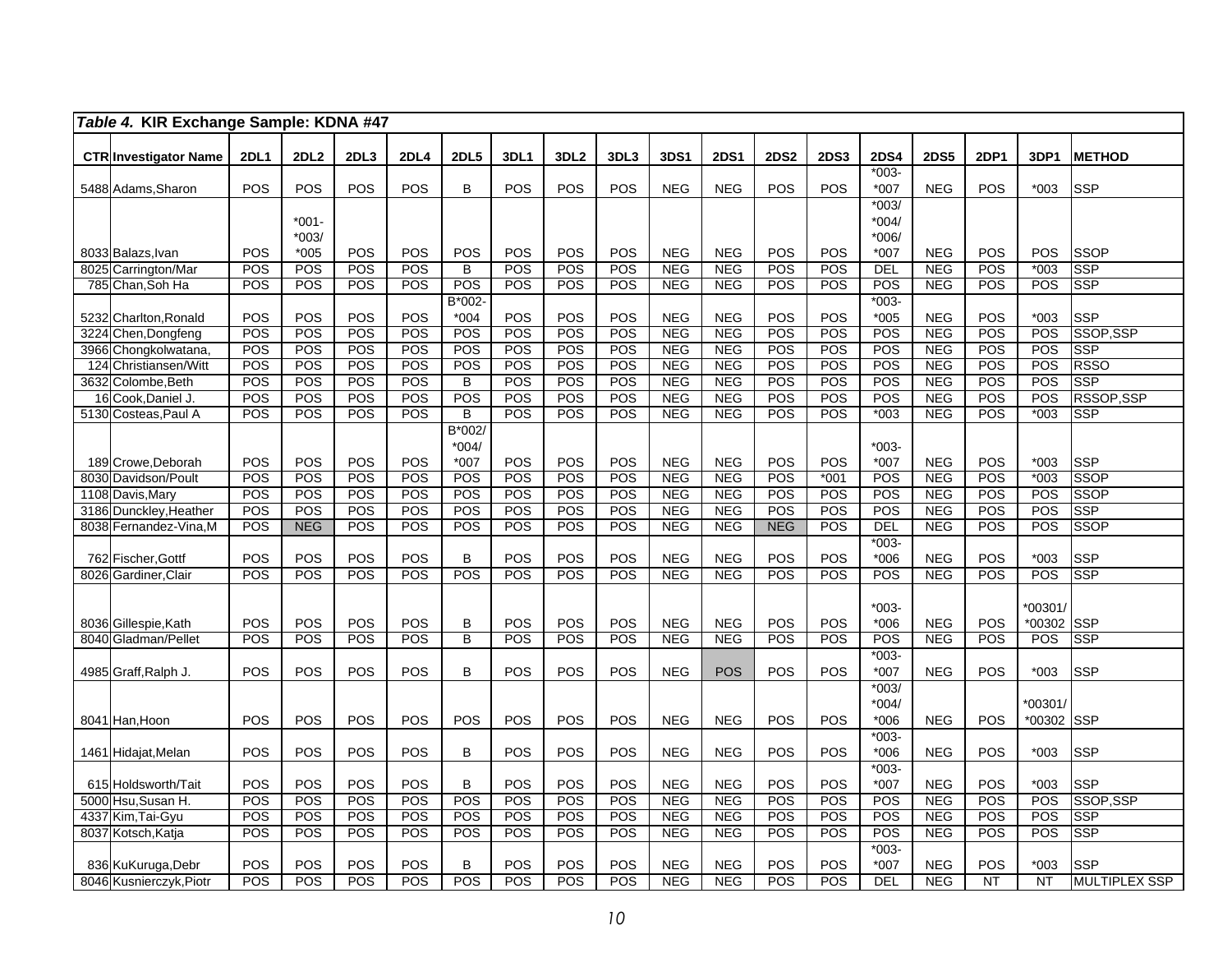**Table 4. KIR Exchange Sample: KDNA #47**

| CTR | Investigator Name | 2DL1 | 2DL2 | 2DL3 | 2DL4 | 2DL5 | 3DL1 | 3DL2 | 3DL3 | 3DS1 | 2DS1 | 2DS2 | 2DS3 | 2DS4 | 2DS5 | 2DP1 | 3DP1 | METHOD |
|---|---|---|---|---|---|---|---|---|---|---|---|---|---|---|---|---|---|---|
| 5488 | Adams,Sharon | POS | POS | POS | POS | B | POS | POS | POS | NEG | NEG | POS | POS | *003-*007 | NEG | POS | *003 | SSP |
| 8033 | Balazs,Ivan | POS | *001-*003/*005 | POS | POS | POS | POS | POS | POS | NEG | NEG | POS | POS | *003/*004/*006/*007 | NEG | POS | POS | SSOP |
| 8025 | Carrington/Mar | POS | POS | POS | POS | B | POS | POS | POS | NEG | NEG | POS | POS | DEL | NEG | POS | *003 | SSP |
| 785 | Chan,Soh Ha | POS | POS | POS | POS | POS | POS | POS | POS | NEG | NEG | POS | POS | POS | NEG | POS | POS | SSP |
| 5232 | Charlton,Ronald | POS | POS | POS | POS | B*002-*004 | POS | POS | POS | NEG | NEG | POS | POS | *003-*005 | NEG | POS | *003 | SSP |
| 3224 | Chen,Dongfeng | POS | POS | POS | POS | POS | POS | POS | POS | NEG | NEG | POS | POS | POS | NEG | POS | POS | SSOP,SSP |
| 3966 | Chongkolwatana, | POS | POS | POS | POS | POS | POS | POS | POS | NEG | NEG | POS | POS | POS | NEG | POS | POS | SSP |
| 124 | Christiansen/Witt | POS | POS | POS | POS | POS | POS | POS | POS | NEG | NEG | POS | POS | POS | NEG | POS | POS | RSSO |
| 3632 | Colombe,Beth | POS | POS | POS | POS | B | POS | POS | POS | NEG | NEG | POS | POS | POS | NEG | POS | POS | SSP |
| 16 | Cook,Daniel J. | POS | POS | POS | POS | POS | POS | POS | POS | NEG | NEG | POS | POS | POS | NEG | POS | POS | RSSOP,SSP |
| 5130 | Costeas,Paul A | POS | POS | POS | POS | B | POS | POS | POS | NEG | NEG | POS | POS | *003 | NEG | POS | *003 | SSP |
| 189 | Crowe,Deborah | POS | POS | POS | POS | B*002/*004/*007 | POS | POS | POS | NEG | NEG | POS | POS | *003-*007 | NEG | POS | *003 | SSP |
| 8030 | Davidson/Poult | POS | POS | POS | POS | POS | POS | POS | POS | NEG | NEG | POS | *001 | POS | NEG | POS | *003 | SSOP |
| 1108 | Davis,Mary | POS | POS | POS | POS | POS | POS | POS | POS | NEG | NEG | POS | POS | POS | NEG | POS | POS | SSOP |
| 3186 | Dunckley,Heather | POS | POS | POS | POS | POS | POS | POS | POS | NEG | NEG | POS | POS | POS | NEG | POS | POS | SSP |
| 8038 | Fernandez-Vina,M | POS | NEG | POS | POS | POS | POS | POS | POS | NEG | NEG | NEG | POS | DEL | NEG | POS | POS | SSOP |
| 762 | Fischer,Gottf | POS | POS | POS | POS | B | POS | POS | POS | NEG | NEG | POS | POS | *003-*006 | NEG | POS | *003 | SSP |
| 8026 | Gardiner,Clair | POS | POS | POS | POS | POS | POS | POS | POS | NEG | NEG | POS | POS | POS | NEG | POS | POS | SSP |
| 8036 | Gillespie,Kath | POS | POS | POS | POS | B | POS | POS | POS | NEG | NEG | POS | POS | *003-*006 | NEG | POS | *00301/*00302 | SSP |
| 8040 | Gladman/Pellet | POS | POS | POS | POS | B | POS | POS | POS | NEG | NEG | POS | POS | POS | NEG | POS | POS | SSP |
| 4985 | Graff,Ralph J. | POS | POS | POS | POS | B | POS | POS | POS | NEG | POS | POS | POS | *003-*007 | NEG | POS | *003 | SSP |
| 8041 | Han,Hoon | POS | POS | POS | POS | POS | POS | POS | POS | NEG | NEG | POS | POS | *003/*004/*006 | NEG | POS | *00301/*00302 | SSP |
| 1461 | Hidajat,Melan | POS | POS | POS | POS | B | POS | POS | POS | NEG | NEG | POS | POS | *003-*006 | NEG | POS | *003 | SSP |
| 615 | Holdsworth/Tait | POS | POS | POS | POS | B | POS | POS | POS | NEG | NEG | POS | POS | *003-*007 | NEG | POS | *003 | SSP |
| 5000 | Hsu,Susan H. | POS | POS | POS | POS | POS | POS | POS | POS | NEG | NEG | POS | POS | POS | NEG | POS | POS | SSOP,SSP |
| 4337 | Kim,Tai-Gyu | POS | POS | POS | POS | POS | POS | POS | POS | NEG | NEG | POS | POS | POS | NEG | POS | POS | SSP |
| 8037 | Kotsch,Katja | POS | POS | POS | POS | POS | POS | POS | POS | NEG | NEG | POS | POS | POS | NEG | POS | POS | SSP |
| 836 | KuKuruga,Debr | POS | POS | POS | POS | B | POS | POS | POS | NEG | NEG | POS | POS | *003-*007 | NEG | POS | *003 | SSP |
| 8046 | Kusnierczyk,Piotr | POS | POS | POS | POS | POS | POS | POS | POS | NEG | NEG | POS | POS | DEL | NEG | NT | NT | MULTIPLEX SSP |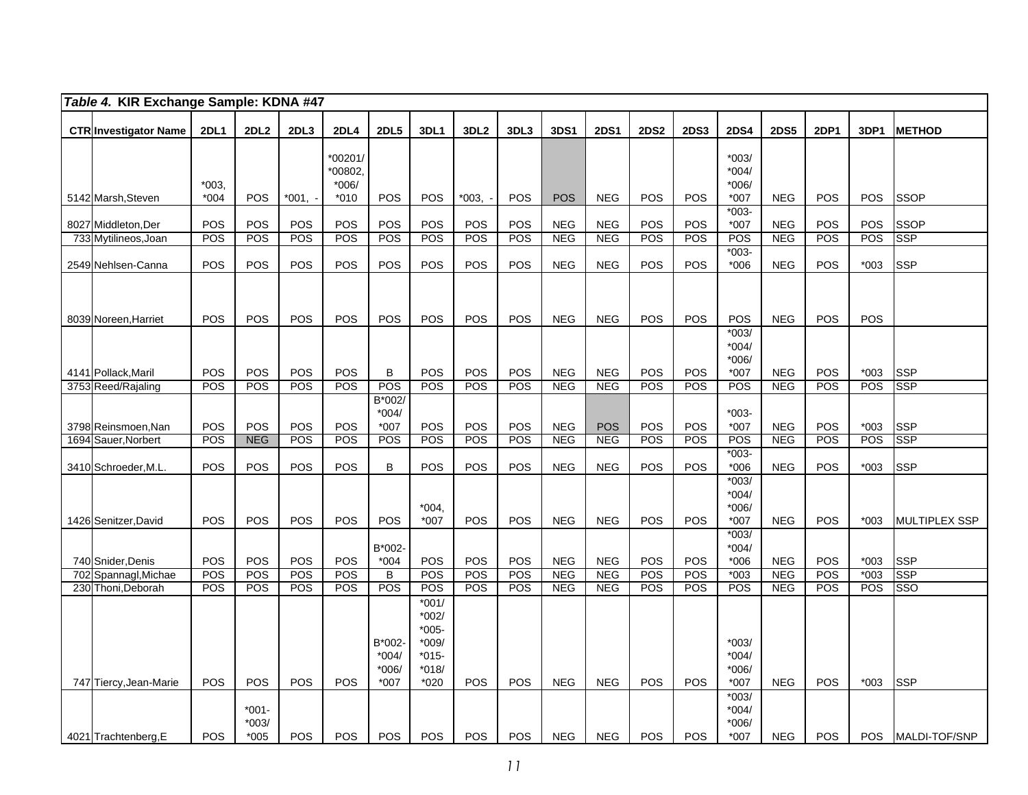| *Table 4.* **KIR Exchange Sample: KDNA #47** | | | | | | | | | | | | | | | | | | | |
|---|---|---|---|---|---|---|---|---|---|---|---|---|---|---|---|---|---|---|---|
| **CTR** | **Investigator Name** | **2DL1** | **2DL2** | **2DL3** | **2DL4** | **2DL5** | **3DL1** | **3DL2** | **3DL3** | **3DS1** | **2DS1** | **2DS2** | **2DS3** | **2DS4** | **2DS5** | **2DP1** | **3DP1** | **METHOD** |
| 5142 | Marsh,Steven | *003, *004 | POS | *001, - | *00201/ *00802, *006/ *010 | POS | POS | *003, - | POS | POS | NEG | POS | POS | *003/ *004/ *006/ *007 | NEG | POS | POS | SSOP |
| 8027 | Middleton,Der | POS | POS | POS | POS | POS | POS | POS | POS | NEG | NEG | POS | POS | *003- *007 | NEG | POS | POS | SSOP |
| 733 | Mytilineos,Joan | POS | POS | POS | POS | POS | POS | POS | POS | NEG | NEG | POS | POS | POS | NEG | POS | POS | SSP |
| 2549 | Nehlsen-Canna | POS | POS | POS | POS | POS | POS | POS | POS | NEG | NEG | POS | POS | *003- *006 | NEG | POS | *003 | SSP |
| 8039 | Noreen,Harriet | POS | POS | POS | POS | POS | POS | POS | POS | NEG | NEG | POS | POS | POS | NEG | POS | POS | |
| 4141 | Pollack,Maril | POS | POS | POS | POS | B | POS | POS | POS | NEG | NEG | POS | POS | *003/ *004/ *006/ *007 | NEG | POS | *003 | SSP |
| 3753 | Reed/Rajaling | POS | POS | POS | POS | POS | POS | POS | POS | NEG | NEG | POS | POS | POS | NEG | POS | POS | SSP |
| 3798 | Reinsmoen,Nan | POS | POS | POS | POS | B*002/ *004/ *007 | POS | POS | POS | NEG | POS | POS | POS | *003- *007 | NEG | POS | *003 | SSP |
| 1694 | Sauer,Norbert | POS | NEG | POS | POS | POS | POS | POS | POS | NEG | NEG | POS | POS | POS | NEG | POS | POS | SSP |
| 3410 | Schroeder,M.L. | POS | POS | POS | POS | B | POS | POS | POS | NEG | NEG | POS | POS | *003- *006 | NEG | POS | *003 | SSP |
| 1426 | Senitzer,David | POS | POS | POS | POS | POS | *004, *007 | POS | POS | NEG | NEG | POS | POS | *003/ *004/ *006/ *007 | NEG | POS | *003 | MULTIPLEX SSP |
| 740 | Snider,Denis | POS | POS | POS | POS | B*002- *004 | POS | POS | POS | NEG | NEG | POS | POS | *003/ *004/ *006 | NEG | POS | *003 | SSP |
| 702 | Spannagl,Michae | POS | POS | POS | POS | B | POS | POS | POS | NEG | NEG | POS | POS | *003 | NEG | POS | *003 | SSP |
| 230 | Thoni,Deborah | POS | POS | POS | POS | POS | POS | POS | POS | NEG | NEG | POS | POS | POS | NEG | POS | POS | SSO |
| 747 | Tiercy,Jean-Marie | POS | POS | POS | POS | B*002- *004/ *006/ *007 | *001/ *002/ *005- *009/ *015- *018/ *020 | POS | POS | NEG | NEG | POS | POS | *003/ *004/ *006/ *007 | NEG | POS | *003 | SSP |
| 4021 | Trachtenberg,E | POS | *001- *003/ *005 | POS | POS | POS | POS | POS | POS | NEG | NEG | POS | POS | *003/ *004/ *006/ *007 | NEG | POS | POS | MALDI-TOF/SNP |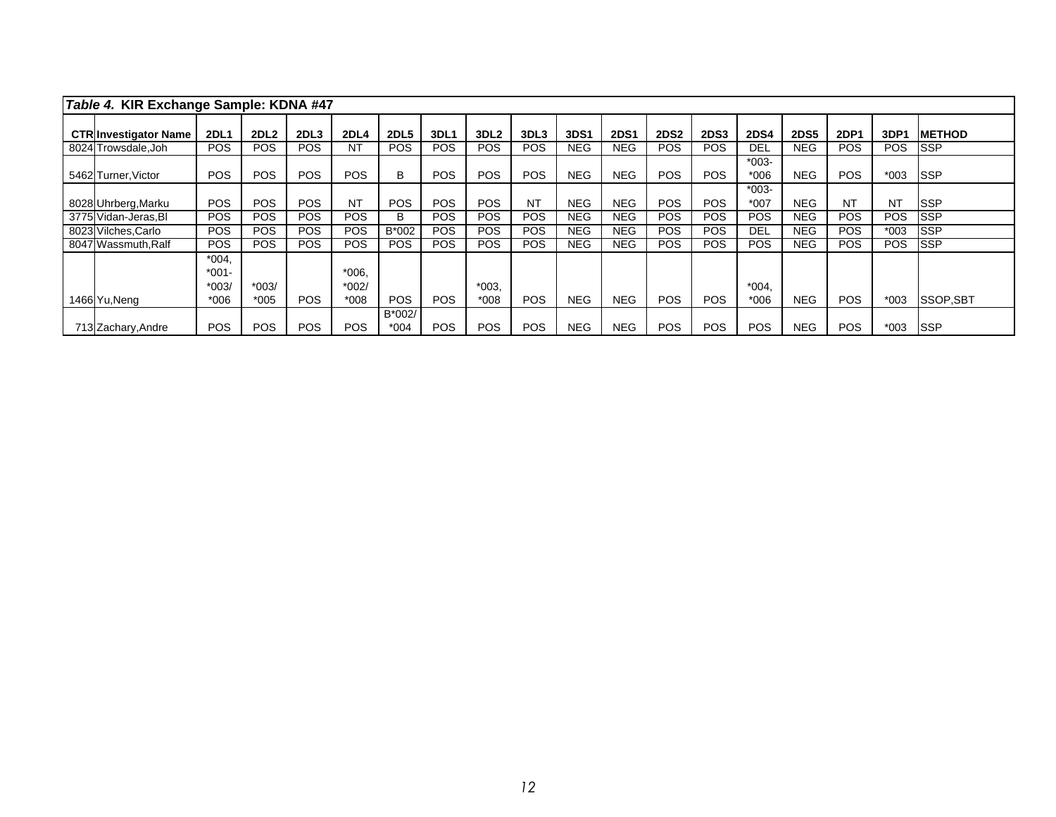*Table 4.* **KIR Exchange Sample: KDNA #47**

| CTR | Investigator Name | 2DL1 | 2DL2 | 2DL3 | 2DL4 | 2DL5 | 3DL1 | 3DL2 | 3DL3 | 3DS1 | 2DS1 | 2DS2 | 2DS3 | 2DS4 | 2DS5 | 2DP1 | 3DP1 | METHOD |
|---|---|---|---|---|---|---|---|---|---|---|---|---|---|---|---|---|---|---|
| 8024 | Trowsdale,Joh | POS | POS | POS | NT | POS | POS | POS | POS | NEG | NEG | POS | POS | DEL | NEG | POS | POS | SSP |
| 5462 | Turner,Victor | POS | POS | POS | POS | B | POS | POS | POS | NEG | NEG | POS | POS | *003-*006 | NEG | POS | *003 | SSP |
| 8028 | Uhrberg,Marku | POS | POS | POS | NT | POS | POS | POS | NT | NEG | NEG | POS | POS | *003-*007 | NEG | NT | NT | SSP |
| 3775 | Vidan-Jeras,Bl | POS | POS | POS | POS | B | POS | POS | POS | NEG | NEG | POS | POS | POS | NEG | POS | POS | SSP |
| 8023 | Vilches,Carlo | POS | POS | POS | POS | B*002 | POS | POS | POS | NEG | NEG | POS | POS | DEL | NEG | POS | *003 | SSP |
| 8047 | Wassmuth,Ralf | POS | POS | POS | POS | POS | POS | POS | POS | NEG | NEG | POS | POS | POS | NEG | POS | POS | SSP |
| 1466 | Yu,Neng | *004, *001-*003/*006 | *003/*005 | POS | *006, *002/*008 | POS | POS | *003, *008 | POS | NEG | NEG | POS | POS | *004, *006 | NEG | POS | *003 | SSOP,SBT |
| 713 | Zachary,Andre | POS | POS | POS | POS | B*002/*004 | POS | POS | POS | NEG | NEG | POS | POS | POS | NEG | POS | *003 | SSP |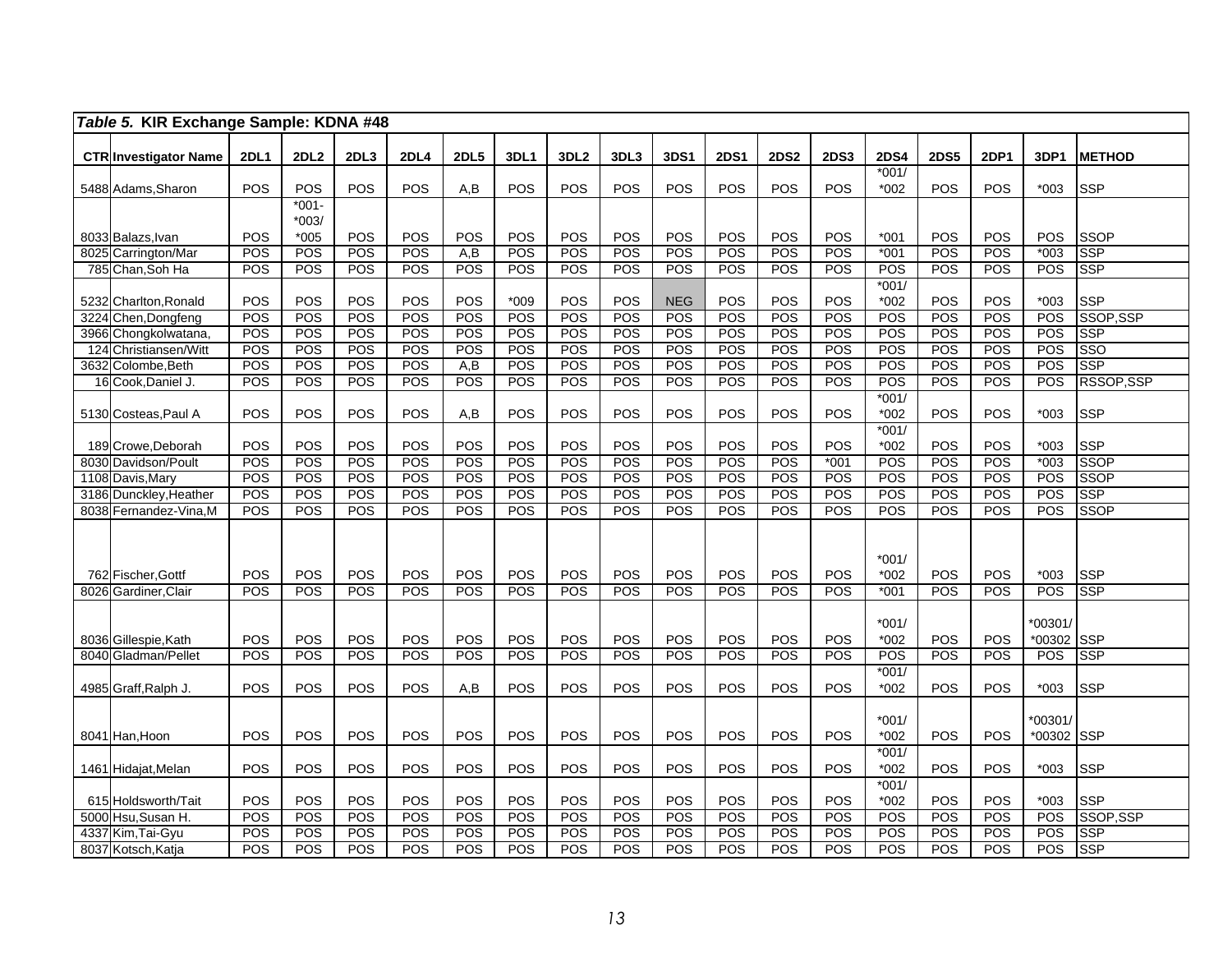*Table 5.* **KIR Exchange Sample: KDNA #48**

| CTR | Investigator Name | 2DL1 | 2DL2 | 2DL3 | 2DL4 | 2DL5 | 3DL1 | 3DL2 | 3DL3 | 3DS1 | 2DS1 | 2DS2 | 2DS3 | 2DS4 | 2DS5 | 2DP1 | 3DP1 | METHOD |
|---|---|---|---|---|---|---|---|---|---|---|---|---|---|---|---|---|---|---|
| 5488 | Adams,Sharon | POS | POS | POS | POS | A,B | POS | POS | POS | POS | POS | POS | POS | *001/ *002 | POS | POS | *003 | SSP |
| 8033 | Balazs,Ivan | POS | *001- *003/ *005 | POS | POS | POS | POS | POS | POS | POS | POS | POS | POS | *001 | POS | POS | POS | SSOP |
| 8025 | Carrington/Mar | POS | POS | POS | POS | A,B | POS | POS | POS | POS | POS | POS | POS | *001 | POS | POS | *003 | SSP |
| 785 | Chan,Soh Ha | POS | POS | POS | POS | POS | POS | POS | POS | POS | POS | POS | POS | POS | POS | POS | POS | SSP |
| 5232 | Charlton,Ronald | POS | POS | POS | POS | POS | *009 | POS | POS | NEG | POS | POS | POS | *001/ *002 | POS | POS | *003 | SSP |
| 3224 | Chen,Dongfeng | POS | POS | POS | POS | POS | POS | POS | POS | POS | POS | POS | POS | POS | POS | POS | POS | SSOP,SSP |
| 3966 | Chongkolwatana, | POS | POS | POS | POS | POS | POS | POS | POS | POS | POS | POS | POS | POS | POS | POS | POS | SSP |
| 124 | Christiansen/Witt | POS | POS | POS | POS | POS | POS | POS | POS | POS | POS | POS | POS | POS | POS | POS | POS | SSO |
| 3632 | Colombe,Beth | POS | POS | POS | POS | A,B | POS | POS | POS | POS | POS | POS | POS | POS | POS | POS | POS | SSP |
| 16 | Cook,Daniel J. | POS | POS | POS | POS | POS | POS | POS | POS | POS | POS | POS | POS | POS | POS | POS | POS | RSSOP,SSP |
| 5130 | Costeas,Paul A | POS | POS | POS | POS | A,B | POS | POS | POS | POS | POS | POS | POS | *001/ *002 | POS | POS | *003 | SSP |
| 189 | Crowe,Deborah | POS | POS | POS | POS | POS | POS | POS | POS | POS | POS | POS | POS | *001/ *002 | POS | POS | *003 | SSP |
| 8030 | Davidson/Poult | POS | POS | POS | POS | POS | POS | POS | POS | POS | POS | POS | *001 | POS | POS | POS | *003 | SSOP |
| 1108 | Davis,Mary | POS | POS | POS | POS | POS | POS | POS | POS | POS | POS | POS | POS | POS | POS | POS | POS | SSOP |
| 3186 | Dunckley,Heather | POS | POS | POS | POS | POS | POS | POS | POS | POS | POS | POS | POS | POS | POS | POS | POS | SSP |
| 8038 | Fernandez-Vina,M | POS | POS | POS | POS | POS | POS | POS | POS | POS | POS | POS | POS | POS | POS | POS | POS | SSOP |
| 762 | Fischer,Gottf | POS | POS | POS | POS | POS | POS | POS | POS | POS | POS | POS | POS | *001/ *002 | POS | POS | *003 | SSP |
| 8026 | Gardiner,Clair | POS | POS | POS | POS | POS | POS | POS | POS | POS | POS | POS | POS | *001 | POS | POS | POS | SSP |
| 8036 | Gillespie,Kath | POS | POS | POS | POS | POS | POS | POS | POS | POS | POS | POS | POS | *001/ *002 | POS | POS | *00301/ *00302 | SSP |
| 8040 | Gladman/Pellet | POS | POS | POS | POS | POS | POS | POS | POS | POS | POS | POS | POS | POS | POS | POS | POS | SSP |
| 4985 | Graff,Ralph J. | POS | POS | POS | POS | A,B | POS | POS | POS | POS | POS | POS | POS | *001/ *002 | POS | POS | *003 | SSP |
| 8041 | Han,Hoon | POS | POS | POS | POS | POS | POS | POS | POS | POS | POS | POS | POS | *001/ *002 | POS | POS | *00301/ *00302 | SSP |
| 1461 | Hidajat,Melan | POS | POS | POS | POS | POS | POS | POS | POS | POS | POS | POS | POS | *001/ *002 | POS | POS | *003 | SSP |
| 615 | Holdsworth/Tait | POS | POS | POS | POS | POS | POS | POS | POS | POS | POS | POS | POS | *001/ *002 | POS | POS | *003 | SSP |
| 5000 | Hsu,Susan H. | POS | POS | POS | POS | POS | POS | POS | POS | POS | POS | POS | POS | POS | POS | POS | POS | SSOP,SSP |
| 4337 | Kim,Tai-Gyu | POS | POS | POS | POS | POS | POS | POS | POS | POS | POS | POS | POS | POS | POS | POS | POS | SSP |
| 8037 | Kotsch,Katja | POS | POS | POS | POS | POS | POS | POS | POS | POS | POS | POS | POS | POS | POS | POS | POS | SSP |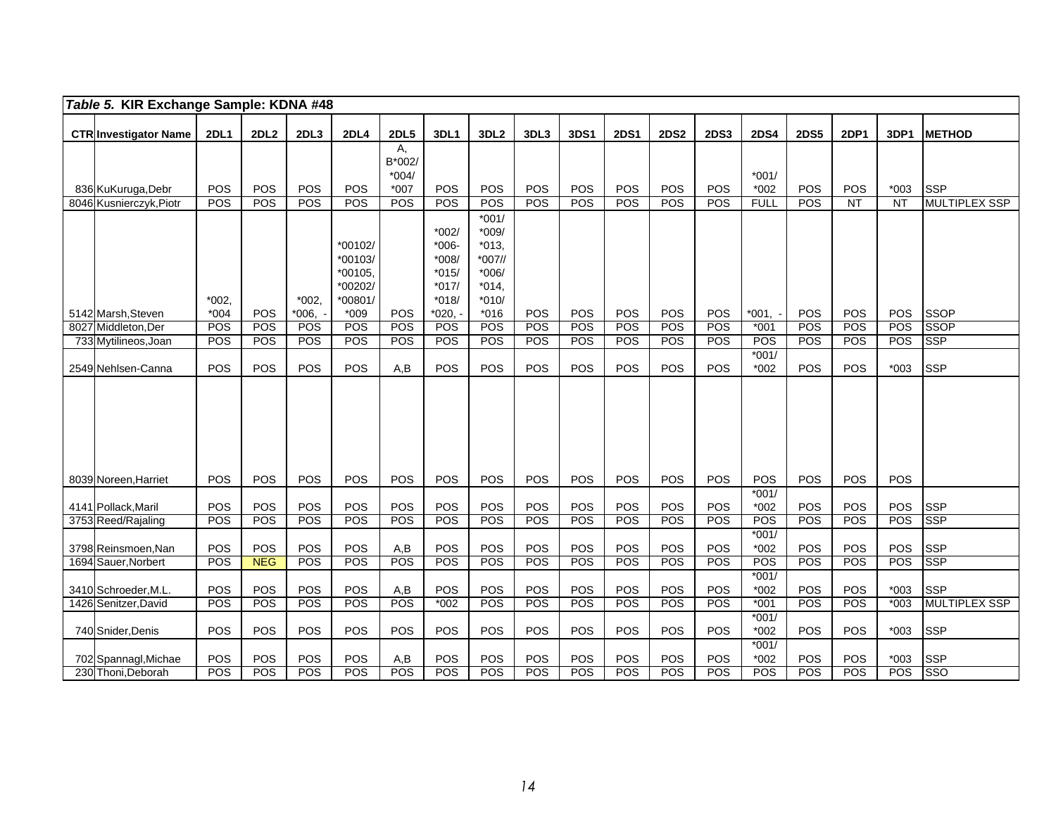| *Table 5.* **KIR Exchange Sample: KDNA #48** | | | | | | | | | | | | | | | | | | | |
|---|---|---|---|---|---|---|---|---|---|---|---|---|---|---|---|---|---|---|---|
| **CTR** | **Investigator Name** | **2DL1** | **2DL2** | **2DL3** | **2DL4** | **2DL5** | **3DL1** | **3DL2** | **3DL3** | **3DS1** | **2DS1** | **2DS2** | **2DS3** | **2DS4** | **2DS5** | **2DP1** | **3DP1** | **METHOD** |
| 836 | KuKuruga,Debr | POS | POS | POS | POS | A, B*002/ *004/ *007 | POS | POS | POS | POS | POS | POS | POS | *001/ *002 | POS | POS | *003 | SSP |
| 8046 | Kusnierczyk,Piotr | POS | POS | POS | POS | POS | POS | POS | POS | POS | POS | POS | POS | FULL | POS | NT | NT | MULTIPLEX SSP |
| 5142 | Marsh,Steven | *002, *004 | POS | *002, *006, - | *00102/ *00103/ *00105, *00202/ *00801/ *009 | POS | *002/ *006- *008/ *015/ *017/ *018/ *020, - | *001/ *009/ *013, *007// *006/ *014, *010/ *016 | POS | POS | POS | POS | POS | *001, - | POS | POS | POS | SSOP |
| 8027 | Middleton,Der | POS | POS | POS | POS | POS | POS | POS | POS | POS | POS | POS | POS | *001 | POS | POS | POS | SSOP |
| 733 | Mytilineos,Joan | POS | POS | POS | POS | POS | POS | POS | POS | POS | POS | POS | POS | POS | POS | POS | POS | SSP |
| 2549 | Nehlsen-Canna | POS | POS | POS | POS | A,B | POS | POS | POS | POS | POS | POS | POS | *001/ *002 | POS | POS | *003 | SSP |
| 8039 | Noreen,Harriet | POS | POS | POS | POS | POS | POS | POS | POS | POS | POS | POS | POS | POS | POS | POS | POS | |
| 4141 | Pollack,Maril | POS | POS | POS | POS | POS | POS | POS | POS | POS | POS | POS | POS | *001/ *002 | POS | POS | POS | SSP |
| 3753 | Reed/Rajaling | POS | POS | POS | POS | POS | POS | POS | POS | POS | POS | POS | POS | POS | POS | POS | POS | SSP |
| 3798 | Reinsmoen,Nan | POS | POS | POS | POS | A,B | POS | POS | POS | POS | POS | POS | POS | *001/ *002 | POS | POS | POS | SSP |
| 1694 | Sauer,Norbert | POS | NEG | POS | POS | POS | POS | POS | POS | POS | POS | POS | POS | POS | POS | POS | POS | SSP |
| 3410 | Schroeder,M.L. | POS | POS | POS | POS | A,B | POS | POS | POS | POS | POS | POS | POS | *001/ *002 | POS | POS | *003 | SSP |
| 1426 | Senitzer,David | POS | POS | POS | POS | POS | *002 | POS | POS | POS | POS | POS | POS | *001 | POS | POS | *003 | MULTIPLEX SSP |
| 740 | Snider,Denis | POS | POS | POS | POS | POS | POS | POS | POS | POS | POS | POS | POS | *001/ *002 | POS | POS | *003 | SSP |
| 702 | Spannagl,Michae | POS | POS | POS | POS | A,B | POS | POS | POS | POS | POS | POS | POS | *001/ *002 | POS | POS | *003 | SSP |
| 230 | Thoni,Deborah | POS | POS | POS | POS | POS | POS | POS | POS | POS | POS | POS | POS | POS | POS | POS | POS | SSO |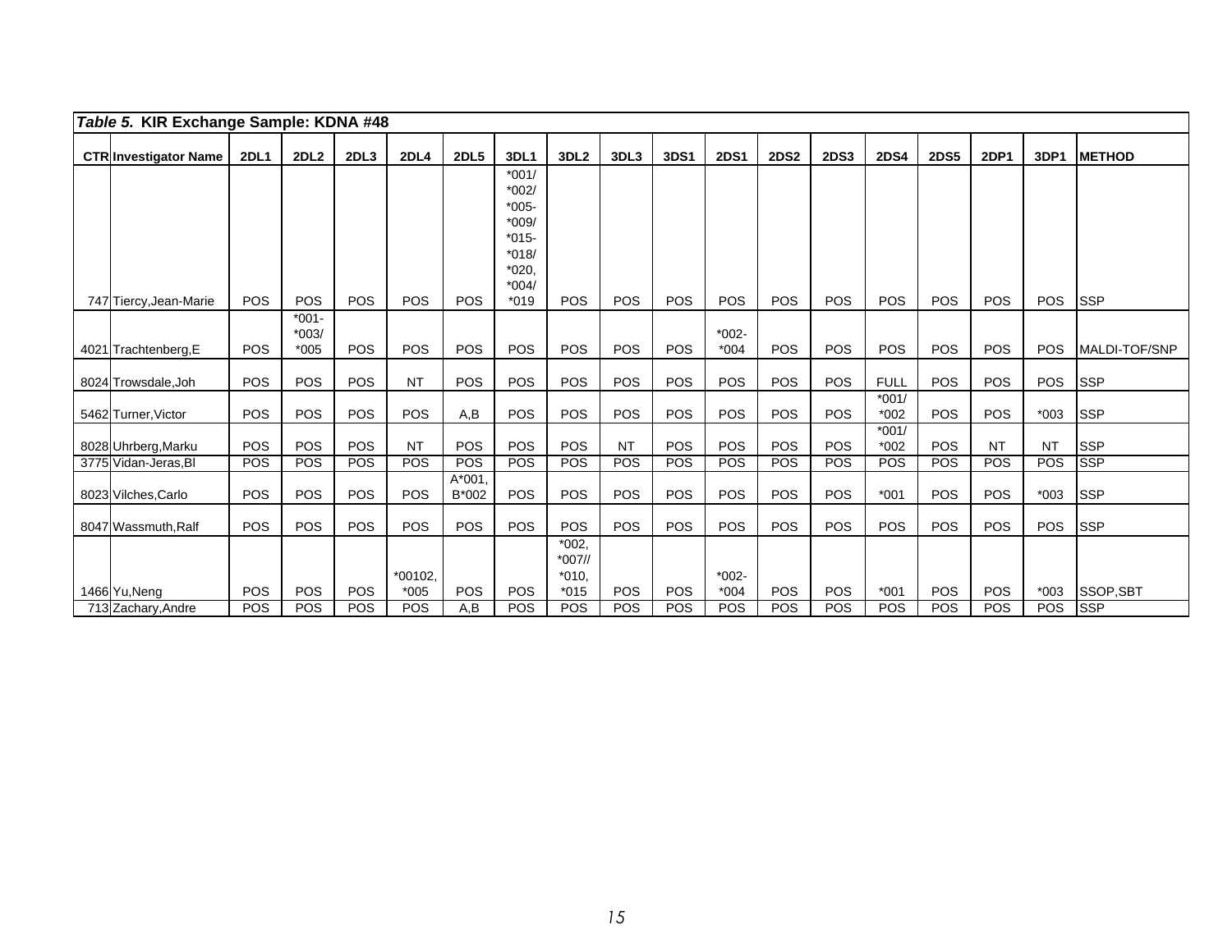*Table 5.* **KIR Exchange Sample: KDNA #48**

| CTR | Investigator Name | 2DL1 | 2DL2 | 2DL3 | 2DL4 | 2DL5 | 3DL1 | 3DL2 | 3DL3 | 3DS1 | 2DS1 | 2DS2 | 2DS3 | 2DS4 | 2DS5 | 2DP1 | 3DP1 | METHOD |
|---|---|---|---|---|---|---|---|---|---|---|---|---|---|---|---|---|---|---|
| 747 | Tiercy,Jean-Marie | POS | POS | POS | POS | POS | *001/ *002/ *005- *009/ *015- *018/ *020, *004/ *019 | POS | POS | POS | POS | POS | POS | POS | POS | POS | POS | SSP |
| 4021 | Trachtenberg,E | POS | *001- *003/ *005 | POS | POS | POS | POS | POS | POS | POS | *002- *004 | POS | POS | POS | POS | POS | POS | MALDI-TOF/SNP |
| 8024 | Trowsdale,Joh | POS | POS | POS | NT | POS | POS | POS | POS | POS | POS | POS | POS | FULL | POS | POS | POS | SSP |
| 5462 | Turner,Victor | POS | POS | POS | POS | A,B | POS | POS | POS | POS | POS | POS | POS | *001/ *002 | POS | POS | *003 | SSP |
| 8028 | Uhrberg,Marku | POS | POS | POS | NT | POS | POS | POS | NT | POS | POS | POS | POS | *001/ *002 | POS | NT | NT | SSP |
| 3775 | Vidan-Jeras,Bl | POS | POS | POS | POS | POS | POS | POS | POS | POS | POS | POS | POS | POS | POS | POS | POS | SSP |
| 8023 | Vilches,Carlo | POS | POS | POS | POS | A*001, B*002 | POS | POS | POS | POS | POS | POS | POS | *001 | POS | POS | *003 | SSP |
| 8047 | Wassmuth,Ralf | POS | POS | POS | POS | POS | POS | POS | POS | POS | POS | POS | POS | POS | POS | POS | POS | SSP |
| 1466 | Yu,Neng | POS | POS | POS | *00102, *005 | POS | POS | *002, *007// *010, *015 | POS | POS | *002- *004 | POS | POS | *001 | POS | POS | *003 | SSOP,SBT |
| 713 | Zachary,Andre | POS | POS | POS | POS | A,B | POS | POS | POS | POS | POS | POS | POS | POS | POS | POS | POS | SSP |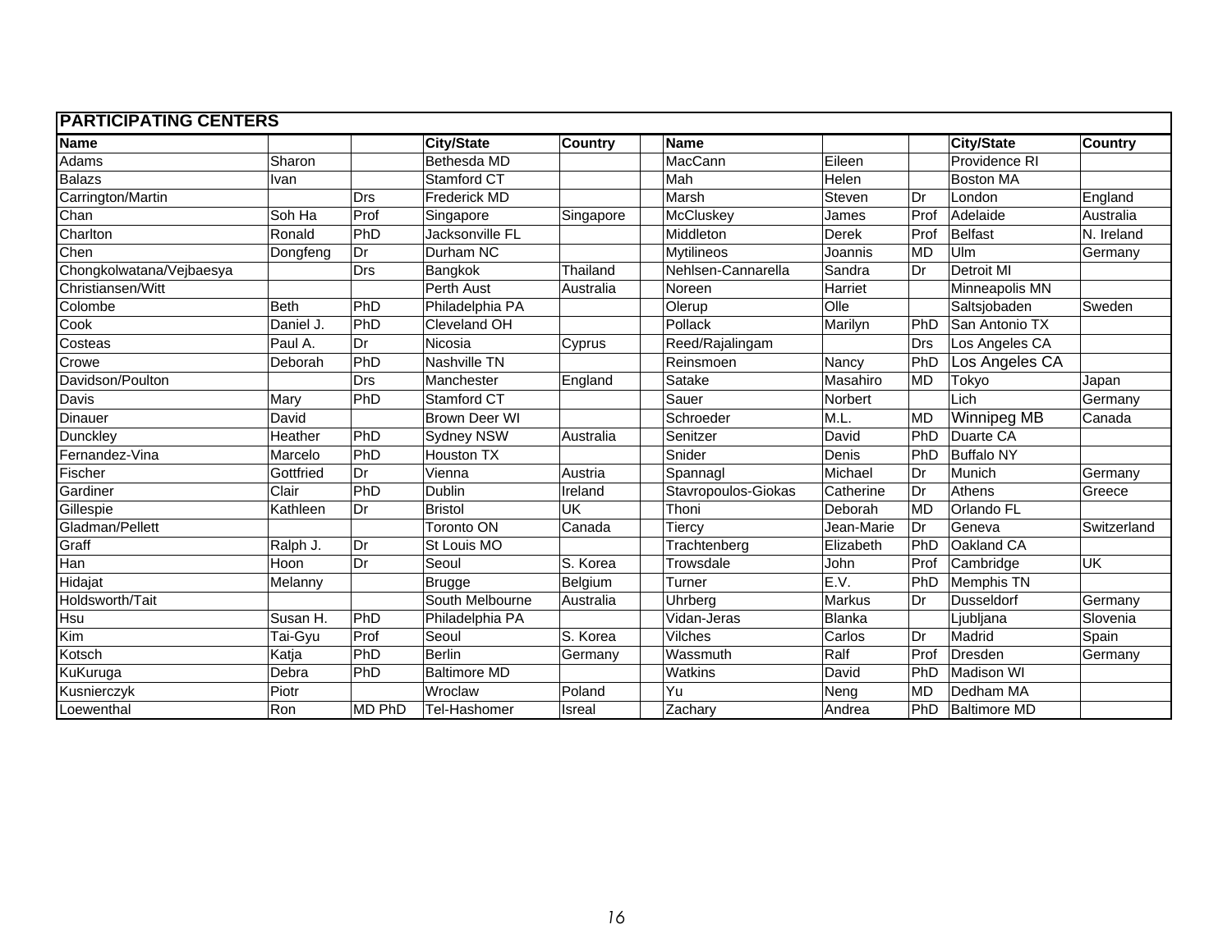**PARTICIPATING CENTERS**

| Name | | | City/State | Country | | Name | | | City/State | Country |
|---|---|---|---|---|---|---|---|---|---|---|
| Adams | Sharon | | Bethesda MD | | | MacCann | Eileen | | Providence RI | |
| Balazs | Ivan | | Stamford CT | | | Mah | Helen | | Boston MA | |
| Carrington/Martin | | Drs | Frederick MD | | | Marsh | Steven | Dr | London | England |
| Chan | Soh Ha | Prof | Singapore | Singapore | | McCluskey | James | Prof | Adelaide | Australia |
| Charlton | Ronald | PhD | Jacksonville FL | | | Middleton | Derek | Prof | Belfast | N. Ireland |
| Chen | Dongfeng | Dr | Durham NC | | | Mytilineos | Joannis | MD | Ulm | Germany |
| Chongkolwatana/Vejbaesya | | Drs | Bangkok | Thailand | | Nehlsen-Cannarella | Sandra | Dr | Detroit MI | |
| Christiansen/Witt | | | Perth Aust | Australia | | Noreen | Harriet | | Minneapolis MN | |
| Colombe | Beth | PhD | Philadelphia PA | | | Olerup | Olle | | Saltsjobaden | Sweden |
| Cook | Daniel J. | PhD | Cleveland OH | | | Pollack | Marilyn | PhD | San Antonio TX | |
| Costeas | Paul A. | Dr | Nicosia | Cyprus | | Reed/Rajalingam | | Drs | Los Angeles CA | |
| Crowe | Deborah | PhD | Nashville TN | | | Reinsmoen | Nancy | PhD | Los Angeles CA | |
| Davidson/Poulton | | Drs | Manchester | England | | Satake | Masahiro | MD | Tokyo | Japan |
| Davis | Mary | PhD | Stamford CT | | | Sauer | Norbert | | Lich | Germany |
| Dinauer | David | | Brown Deer WI | | | Schroeder | M.L. | MD | Winnipeg MB | Canada |
| Dunckley | Heather | PhD | Sydney NSW | Australia | | Senitzer | David | PhD | Duarte CA | |
| Fernandez-Vina | Marcelo | PhD | Houston TX | | | Snider | Denis | PhD | Buffalo NY | |
| Fischer | Gottfried | Dr | Vienna | Austria | | Spannagl | Michael | Dr | Munich | Germany |
| Gardiner | Clair | PhD | Dublin | Ireland | | Stavropoulos-Giokas | Catherine | Dr | Athens | Greece |
| Gillespie | Kathleen | Dr | Bristol | UK | | Thoni | Deborah | MD | Orlando FL | |
| Gladman/Pellett | | | Toronto ON | Canada | | Tiercy | Jean-Marie | Dr | Geneva | Switzerland |
| Graff | Ralph J. | Dr | St Louis MO | | | Trachtenberg | Elizabeth | PhD | Oakland CA | |
| Han | Hoon | Dr | Seoul | S. Korea | | Trowsdale | John | Prof | Cambridge | UK |
| Hidajat | Melanny | | Brugge | Belgium | | Turner | E.V. | PhD | Memphis TN | |
| Holdsworth/Tait | | | South Melbourne | Australia | | Uhrberg | Markus | Dr | Dusseldorf | Germany |
| Hsu | Susan H. | PhD | Philadelphia PA | | | Vidan-Jeras | Blanka | | Ljubljana | Slovenia |
| Kim | Tai-Gyu | Prof | Seoul | S. Korea | | Vilches | Carlos | Dr | Madrid | Spain |
| Kotsch | Katja | PhD | Berlin | Germany | | Wassmuth | Ralf | Prof | Dresden | Germany |
| KuKuruga | Debra | PhD | Baltimore MD | | | Watkins | David | PhD | Madison WI | |
| Kusnierczyk | Piotr | | Wroclaw | Poland | | Yu | Neng | MD | Dedham MA | |
| Loewenthal | Ron | MD PhD | Tel-Hashomer | Isreal | | Zachary | Andrea | PhD | Baltimore MD | |